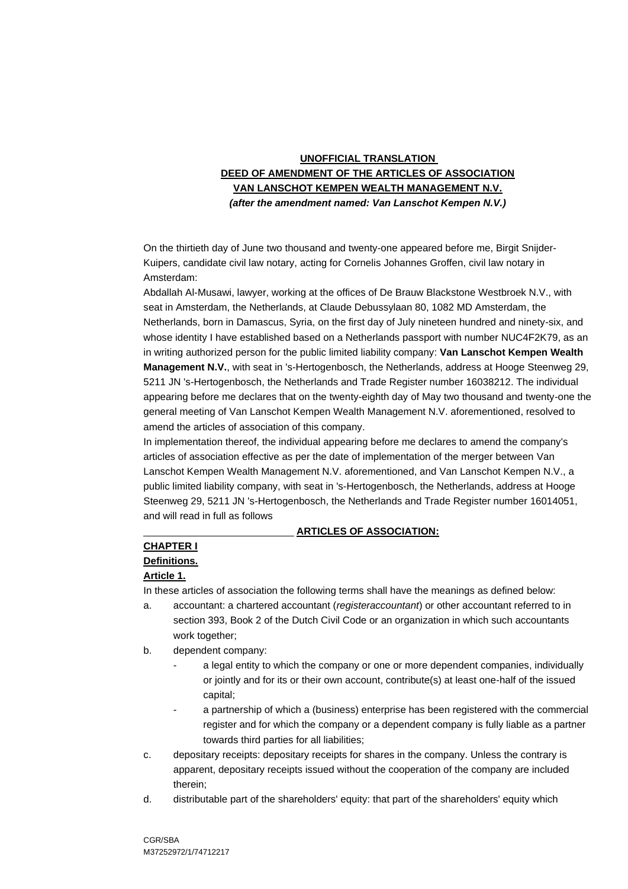**UNOFFICIAL TRANSLATION**
**DEED OF AMENDMENT OF THE ARTICLES OF ASSOCIATION**
**VAN LANSCHOT KEMPEN WEALTH MANAGEMENT N.V.**
***(after the amendment named: Van Lanschot Kempen N.V.)***

On the thirtieth day of June two thousand and twenty-one appeared before me, Birgit Snijder-Kuipers, candidate civil law notary, acting for Cornelis Johannes Groffen, civil law notary in Amsterdam:

Abdallah Al-Musawi, lawyer, working at the offices of De Brauw Blackstone Westbroek N.V., with seat in Amsterdam, the Netherlands, at Claude Debussylaan 80, 1082 MD Amsterdam, the Netherlands, born in Damascus, Syria, on the first day of July nineteen hundred and ninety-six, and whose identity I have established based on a Netherlands passport with number NUC4F2K79, as an in writing authorized person for the public limited liability company: **Van Lanschot Kempen Wealth Management N.V.**, with seat in 's-Hertogenbosch, the Netherlands, address at Hooge Steenweg 29, 5211 JN 's-Hertogenbosch, the Netherlands and Trade Register number 16038212. The individual appearing before me declares that on the twenty-eighth day of May two thousand and twenty-one the general meeting of Van Lanschot Kempen Wealth Management N.V. aforementioned, resolved to amend the articles of association of this company.

In implementation thereof, the individual appearing before me declares to amend the company's articles of association effective as per the date of implementation of the merger between Van Lanschot Kempen Wealth Management N.V. aforementioned, and Van Lanschot Kempen N.V., a public limited liability company, with seat in 's-Hertogenbosch, the Netherlands, address at Hooge Steenweg 29, 5211 JN 's-Hertogenbosch, the Netherlands and Trade Register number 16014051, and will read in full as follows

**ARTICLES OF ASSOCIATION:**

**CHAPTER I**

**Definitions.**

**Article 1.**

In these articles of association the following terms shall have the meanings as defined below:

a. accountant: a chartered accountant (*registeraccountant*) or other accountant referred to in section 393, Book 2 of the Dutch Civil Code or an organization in which such accountants work together;
b. dependent company:
   - a legal entity to which the company or one or more dependent companies, individually or jointly and for its or their own account, contribute(s) at least one-half of the issued capital;
   - a partnership of which a (business) enterprise has been registered with the commercial register and for which the company or a dependent company is fully liable as a partner towards third parties for all liabilities;
c. depositary receipts: depositary receipts for shares in the company. Unless the contrary is apparent, depositary receipts issued without the cooperation of the company are included therein;
d. distributable part of the shareholders' equity: that part of the shareholders' equity which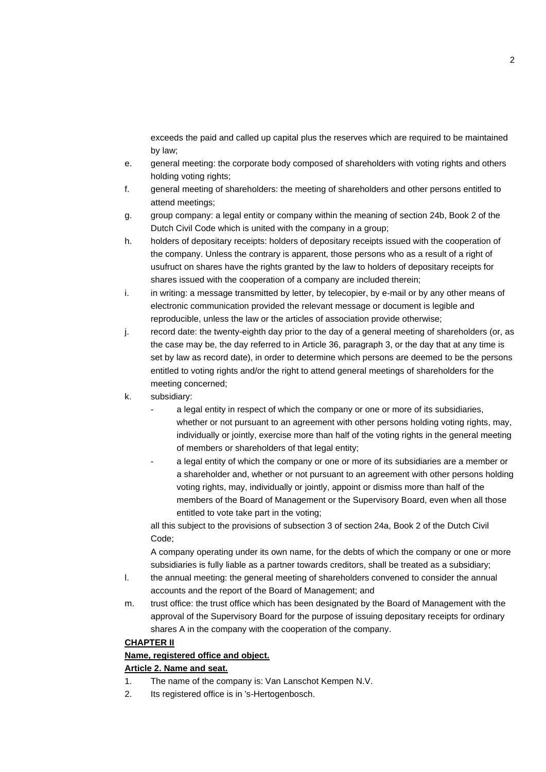exceeds the paid and called up capital plus the reserves which are required to be maintained by law;

e. general meeting: the corporate body composed of shareholders with voting rights and others holding voting rights;
f. general meeting of shareholders: the meeting of shareholders and other persons entitled to attend meetings;
g. group company: a legal entity or company within the meaning of section 24b, Book 2 of the Dutch Civil Code which is united with the company in a group;
h. holders of depositary receipts: holders of depositary receipts issued with the cooperation of the company. Unless the contrary is apparent, those persons who as a result of a right of usufruct on shares have the rights granted by the law to holders of depositary receipts for shares issued with the cooperation of a company are included therein;
i. in writing: a message transmitted by letter, by telecopier, by e-mail or by any other means of electronic communication provided the relevant message or document is legible and reproducible, unless the law or the articles of association provide otherwise;
j. record date: the twenty-eighth day prior to the day of a general meeting of shareholders (or, as the case may be, the day referred to in Article 36, paragraph 3, or the day that at any time is set by law as record date), in order to determine which persons are deemed to be the persons entitled to voting rights and/or the right to attend general meetings of shareholders for the meeting concerned;
k. subsidiary:
   - a legal entity in respect of which the company or one or more of its subsidiaries, whether or not pursuant to an agreement with other persons holding voting rights, may, individually or jointly, exercise more than half of the voting rights in the general meeting of members or shareholders of that legal entity;
   - a legal entity of which the company or one or more of its subsidiaries are a member or a shareholder and, whether or not pursuant to an agreement with other persons holding voting rights, may, individually or jointly, appoint or dismiss more than half of the members of the Board of Management or the Supervisory Board, even when all those entitled to vote take part in the voting;

   all this subject to the provisions of subsection 3 of section 24a, Book 2 of the Dutch Civil Code;

   A company operating under its own name, for the debts of which the company or one or more subsidiaries is fully liable as a partner towards creditors, shall be treated as a subsidiary;
l. the annual meeting: the general meeting of shareholders convened to consider the annual accounts and the report of the Board of Management; and
m. trust office: the trust office which has been designated by the Board of Management with the approval of the Supervisory Board for the purpose of issuing depositary receipts for ordinary shares A in the company with the cooperation of the company.

**CHAPTER II**

**Name, registered office and object.**

**Article 2. Name and seat.**

1. The name of the company is: Van Lanschot Kempen N.V.
2. Its registered office is in 's-Hertogenbosch.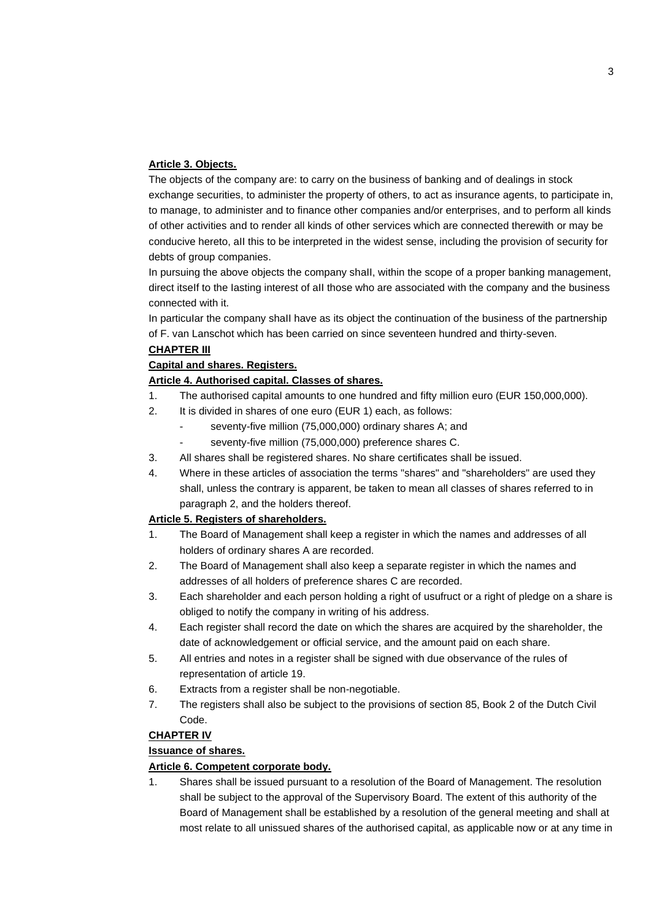**Article 3. Objects.**

The objects of the company are: to carry on the business of banking and of dealings in stock exchange securities, to administer the property of others, to act as insurance agents, to participate in, to manage, to administer and to finance other companies and/or enterprises, and to perform all kinds of other activities and to render all kinds of other services which are connected therewith or may be conducive hereto, all this to be interpreted in the widest sense, including the provision of security for debts of group companies.

In pursuing the above objects the company shall, within the scope of a proper banking management, direct itself to the lasting interest of all those who are associated with the company and the business connected with it.

In particular the company shall have as its object the continuation of the business of the partnership of F. van Lanschot which has been carried on since seventeen hundred and thirty-seven.

**CHAPTER III**

**Capital and shares. Registers.**

**Article 4. Authorised capital. Classes of shares.**

1. The authorised capital amounts to one hundred and fifty million euro (EUR 150,000,000).
2. It is divided in shares of one euro (EUR 1) each, as follows:
   - seventy-five million (75,000,000) ordinary shares A; and
   - seventy-five million (75,000,000) preference shares C.
3. All shares shall be registered shares. No share certificates shall be issued.
4. Where in these articles of association the terms "shares" and "shareholders" are used they shall, unless the contrary is apparent, be taken to mean all classes of shares referred to in paragraph 2, and the holders thereof.

**Article 5. Registers of shareholders.**

1. The Board of Management shall keep a register in which the names and addresses of all holders of ordinary shares A are recorded.
2. The Board of Management shall also keep a separate register in which the names and addresses of all holders of preference shares C are recorded.
3. Each shareholder and each person holding a right of usufruct or a right of pledge on a share is obliged to notify the company in writing of his address.
4. Each register shall record the date on which the shares are acquired by the shareholder, the date of acknowledgement or official service, and the amount paid on each share.
5. All entries and notes in a register shall be signed with due observance of the rules of representation of article 19.
6. Extracts from a register shall be non-negotiable.
7. The registers shall also be subject to the provisions of section 85, Book 2 of the Dutch Civil Code.

**CHAPTER IV**

**Issuance of shares.**

**Article 6. Competent corporate body.**

1. Shares shall be issued pursuant to a resolution of the Board of Management. The resolution shall be subject to the approval of the Supervisory Board. The extent of this authority of the Board of Management shall be established by a resolution of the general meeting and shall at most relate to all unissued shares of the authorised capital, as applicable now or at any time in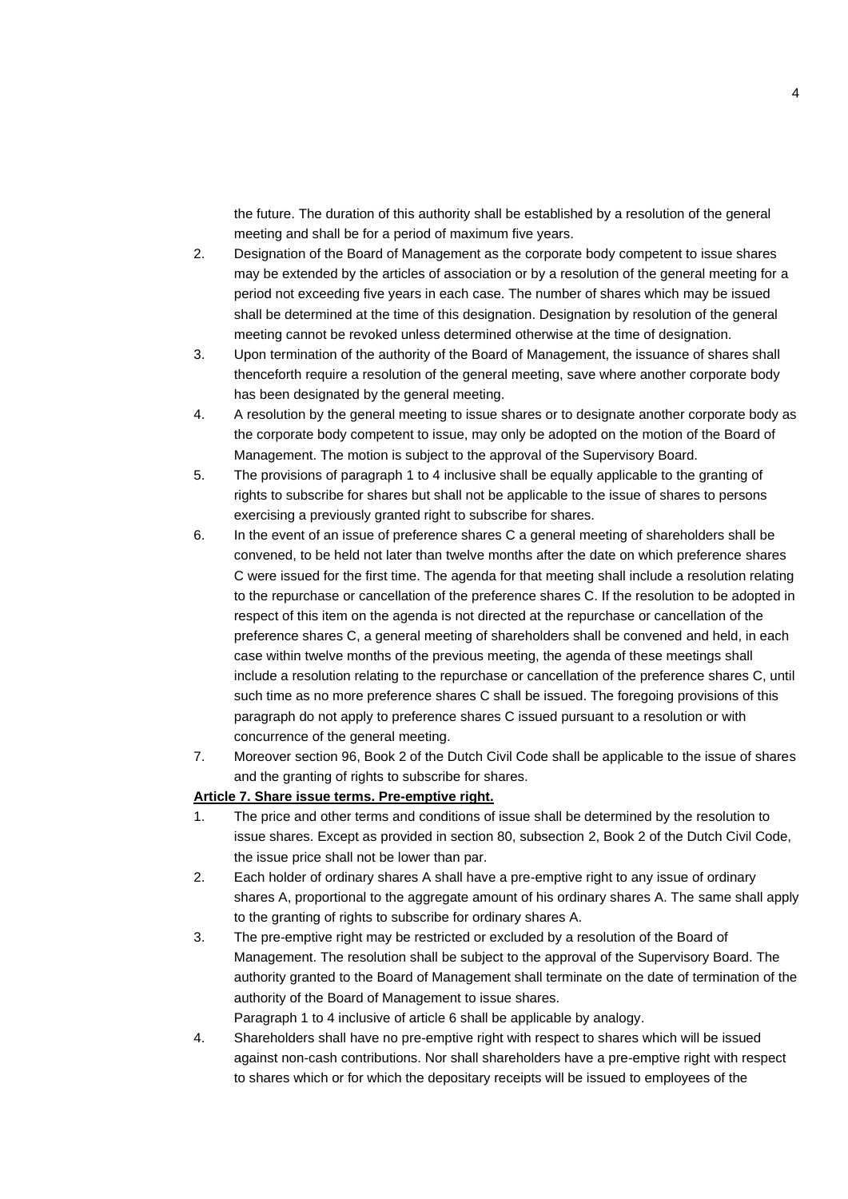the future. The duration of this authority shall be established by a resolution of the general meeting and shall be for a period of maximum five years.

2. Designation of the Board of Management as the corporate body competent to issue shares may be extended by the articles of association or by a resolution of the general meeting for a period not exceeding five years in each case. The number of shares which may be issued shall be determined at the time of this designation. Designation by resolution of the general meeting cannot be revoked unless determined otherwise at the time of designation.
3. Upon termination of the authority of the Board of Management, the issuance of shares shall thenceforth require a resolution of the general meeting, save where another corporate body has been designated by the general meeting.
4. A resolution by the general meeting to issue shares or to designate another corporate body as the corporate body competent to issue, may only be adopted on the motion of the Board of Management. The motion is subject to the approval of the Supervisory Board.
5. The provisions of paragraph 1 to 4 inclusive shall be equally applicable to the granting of rights to subscribe for shares but shall not be applicable to the issue of shares to persons exercising a previously granted right to subscribe for shares.
6. In the event of an issue of preference shares C a general meeting of shareholders shall be convened, to be held not later than twelve months after the date on which preference shares C were issued for the first time. The agenda for that meeting shall include a resolution relating to the repurchase or cancellation of the preference shares C. If the resolution to be adopted in respect of this item on the agenda is not directed at the repurchase or cancellation of the preference shares C, a general meeting of shareholders shall be convened and held, in each case within twelve months of the previous meeting, the agenda of these meetings shall include a resolution relating to the repurchase or cancellation of the preference shares C, until such time as no more preference shares C shall be issued. The foregoing provisions of this paragraph do not apply to preference shares C issued pursuant to a resolution or with concurrence of the general meeting.
7. Moreover section 96, Book 2 of the Dutch Civil Code shall be applicable to the issue of shares and the granting of rights to subscribe for shares.

**Article 7. Share issue terms. Pre-emptive right.**

1. The price and other terms and conditions of issue shall be determined by the resolution to issue shares. Except as provided in section 80, subsection 2, Book 2 of the Dutch Civil Code, the issue price shall not be lower than par.
2. Each holder of ordinary shares A shall have a pre-emptive right to any issue of ordinary shares A, proportional to the aggregate amount of his ordinary shares A. The same shall apply to the granting of rights to subscribe for ordinary shares A.
3. The pre-emptive right may be restricted or excluded by a resolution of the Board of Management. The resolution shall be subject to the approval of the Supervisory Board. The authority granted to the Board of Management shall terminate on the date of termination of the authority of the Board of Management to issue shares.
   Paragraph 1 to 4 inclusive of article 6 shall be applicable by analogy.
4. Shareholders shall have no pre-emptive right with respect to shares which will be issued against non-cash contributions. Nor shall shareholders have a pre-emptive right with respect to shares which or for which the depositary receipts will be issued to employees of the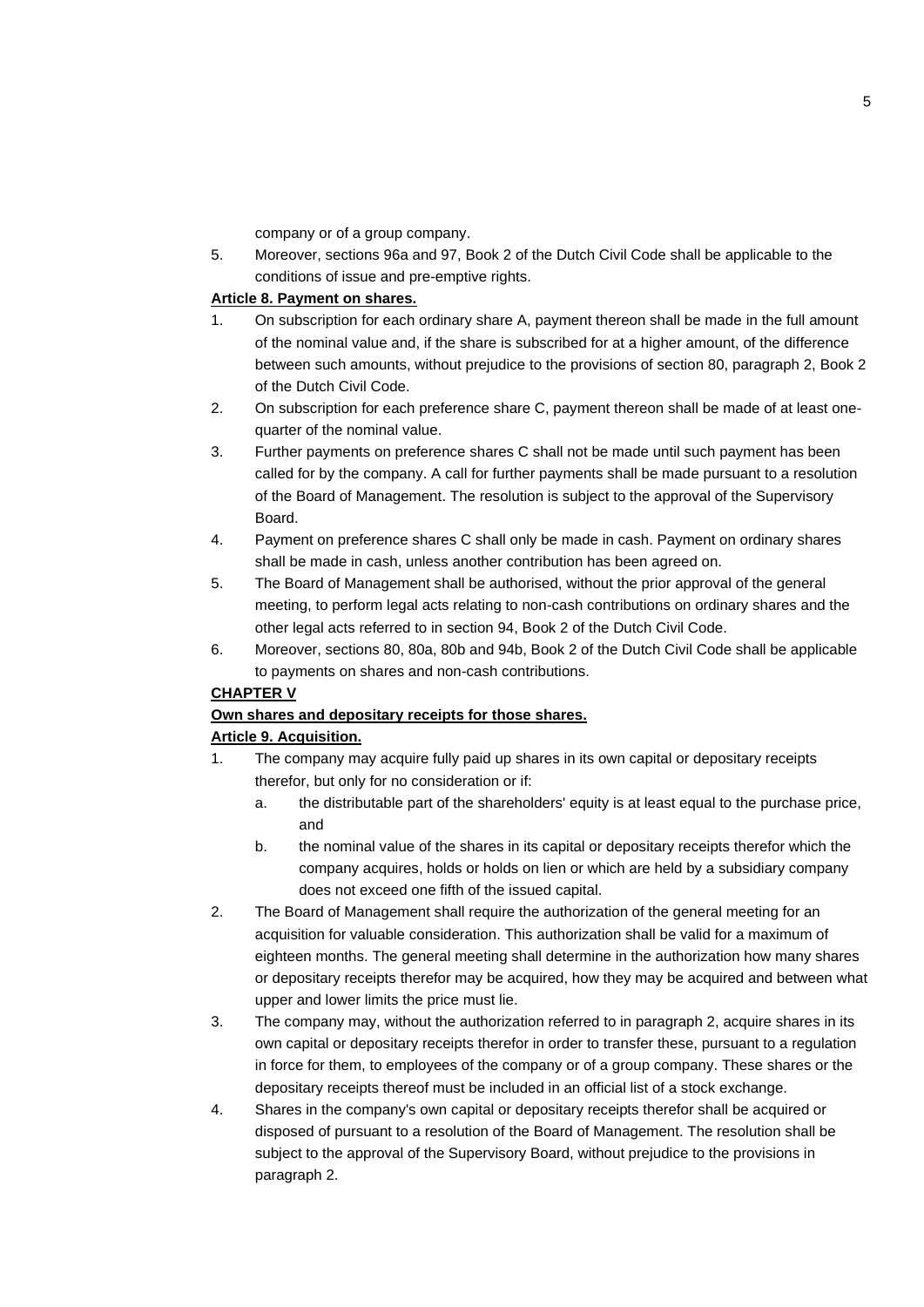company or of a group company.

5. Moreover, sections 96a and 97, Book 2 of the Dutch Civil Code shall be applicable to the conditions of issue and pre-emptive rights.

**Article 8. Payment on shares.**

1. On subscription for each ordinary share A, payment thereon shall be made in the full amount of the nominal value and, if the share is subscribed for at a higher amount, of the difference between such amounts, without prejudice to the provisions of section 80, paragraph 2, Book 2 of the Dutch Civil Code.
2. On subscription for each preference share C, payment thereon shall be made of at least one-quarter of the nominal value.
3. Further payments on preference shares C shall not be made until such payment has been called for by the company. A call for further payments shall be made pursuant to a resolution of the Board of Management. The resolution is subject to the approval of the Supervisory Board.
4. Payment on preference shares C shall only be made in cash. Payment on ordinary shares shall be made in cash, unless another contribution has been agreed on.
5. The Board of Management shall be authorised, without the prior approval of the general meeting, to perform legal acts relating to non-cash contributions on ordinary shares and the other legal acts referred to in section 94, Book 2 of the Dutch Civil Code.
6. Moreover, sections 80, 80a, 80b and 94b, Book 2 of the Dutch Civil Code shall be applicable to payments on shares and non-cash contributions.

**CHAPTER V**

**Own shares and depositary receipts for those shares.**

**Article 9. Acquisition.**

1. The company may acquire fully paid up shares in its own capital or depositary receipts therefor, but only for no consideration or if:
   a. the distributable part of the shareholders' equity is at least equal to the purchase price, and
   b. the nominal value of the shares in its capital or depositary receipts therefor which the company acquires, holds or holds on lien or which are held by a subsidiary company does not exceed one fifth of the issued capital.
2. The Board of Management shall require the authorization of the general meeting for an acquisition for valuable consideration. This authorization shall be valid for a maximum of eighteen months. The general meeting shall determine in the authorization how many shares or depositary receipts therefor may be acquired, how they may be acquired and between what upper and lower limits the price must lie.
3. The company may, without the authorization referred to in paragraph 2, acquire shares in its own capital or depositary receipts therefor in order to transfer these, pursuant to a regulation in force for them, to employees of the company or of a group company. These shares or the depositary receipts thereof must be included in an official list of a stock exchange.
4. Shares in the company's own capital or depositary receipts therefor shall be acquired or disposed of pursuant to a resolution of the Board of Management. The resolution shall be subject to the approval of the Supervisory Board, without prejudice to the provisions in paragraph 2.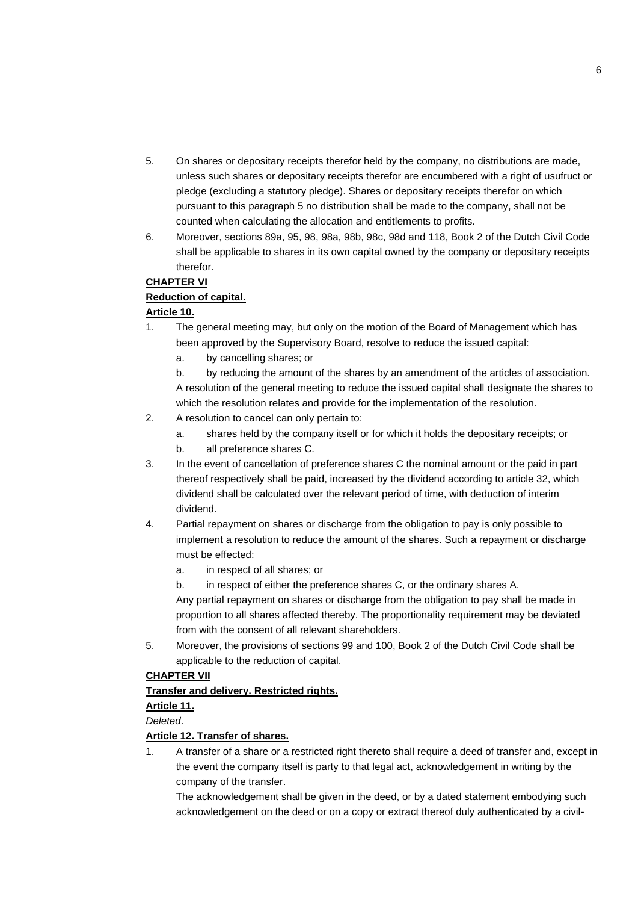5. On shares or depositary receipts therefor held by the company, no distributions are made, unless such shares or depositary receipts therefor are encumbered with a right of usufruct or pledge (excluding a statutory pledge). Shares or depositary receipts therefor on which pursuant to this paragraph 5 no distribution shall be made to the company, shall not be counted when calculating the allocation and entitlements to profits.
6. Moreover, sections 89a, 95, 98, 98a, 98b, 98c, 98d and 118, Book 2 of the Dutch Civil Code shall be applicable to shares in its own capital owned by the company or depositary receipts therefor.

**CHAPTER VI**

**Reduction of capital.**

**Article 10.**

1. The general meeting may, but only on the motion of the Board of Management which has been approved by the Supervisory Board, resolve to reduce the issued capital:
   a. by cancelling shares; or
   b. by reducing the amount of the shares by an amendment of the articles of association.

   A resolution of the general meeting to reduce the issued capital shall designate the shares to which the resolution relates and provide for the implementation of the resolution.
2. A resolution to cancel can only pertain to:
   a. shares held by the company itself or for which it holds the depositary receipts; or
   b. all preference shares C.
3. In the event of cancellation of preference shares C the nominal amount or the paid in part thereof respectively shall be paid, increased by the dividend according to article 32, which dividend shall be calculated over the relevant period of time, with deduction of interim dividend.
4. Partial repayment on shares or discharge from the obligation to pay is only possible to implement a resolution to reduce the amount of the shares. Such a repayment or discharge must be effected:
   a. in respect of all shares; or
   b. in respect of either the preference shares C, or the ordinary shares A.

   Any partial repayment on shares or discharge from the obligation to pay shall be made in proportion to all shares affected thereby. The proportionality requirement may be deviated from with the consent of all relevant shareholders.
5. Moreover, the provisions of sections 99 and 100, Book 2 of the Dutch Civil Code shall be applicable to the reduction of capital.

**CHAPTER VII**

**Transfer and delivery. Restricted rights.**

**Article 11.**

*Deleted*.

**Article 12. Transfer of shares.**

1. A transfer of a share or a restricted right thereto shall require a deed of transfer and, except in the event the company itself is party to that legal act, acknowledgement in writing by the company of the transfer.

   The acknowledgement shall be given in the deed, or by a dated statement embodying such acknowledgement on the deed or on a copy or extract thereof duly authenticated by a civil-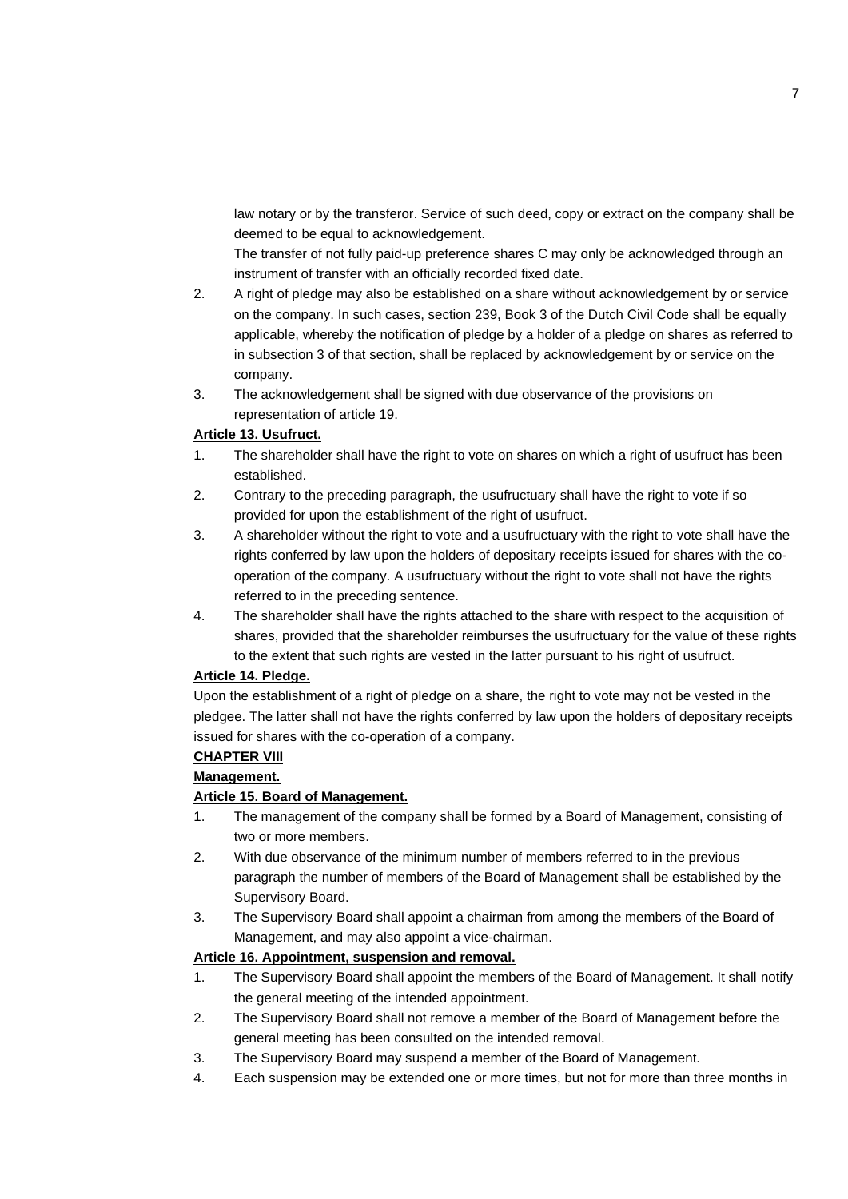law notary or by the transferor. Service of such deed, copy or extract on the company shall be deemed to be equal to acknowledgement.

The transfer of not fully paid-up preference shares C may only be acknowledged through an instrument of transfer with an officially recorded fixed date.

2. A right of pledge may also be established on a share without acknowledgement by or service on the company. In such cases, section 239, Book 3 of the Dutch Civil Code shall be equally applicable, whereby the notification of pledge by a holder of a pledge on shares as referred to in subsection 3 of that section, shall be replaced by acknowledgement by or service on the company.
3. The acknowledgement shall be signed with due observance of the provisions on representation of article 19.

**Article 13. Usufruct.**

1. The shareholder shall have the right to vote on shares on which a right of usufruct has been established.
2. Contrary to the preceding paragraph, the usufructuary shall have the right to vote if so provided for upon the establishment of the right of usufruct.
3. A shareholder without the right to vote and a usufructuary with the right to vote shall have the rights conferred by law upon the holders of depositary receipts issued for shares with the co-operation of the company. A usufructuary without the right to vote shall not have the rights referred to in the preceding sentence.
4. The shareholder shall have the rights attached to the share with respect to the acquisition of shares, provided that the shareholder reimburses the usufructuary for the value of these rights to the extent that such rights are vested in the latter pursuant to his right of usufruct.

**Article 14. Pledge.**

Upon the establishment of a right of pledge on a share, the right to vote may not be vested in the pledgee. The latter shall not have the rights conferred by law upon the holders of depositary receipts issued for shares with the co-operation of a company.

**CHAPTER VIII**

**Management.**

**Article 15. Board of Management.**

1. The management of the company shall be formed by a Board of Management, consisting of two or more members.
2. With due observance of the minimum number of members referred to in the previous paragraph the number of members of the Board of Management shall be established by the Supervisory Board.
3. The Supervisory Board shall appoint a chairman from among the members of the Board of Management, and may also appoint a vice-chairman.

**Article 16. Appointment, suspension and removal.**

1. The Supervisory Board shall appoint the members of the Board of Management. It shall notify the general meeting of the intended appointment.
2. The Supervisory Board shall not remove a member of the Board of Management before the general meeting has been consulted on the intended removal.
3. The Supervisory Board may suspend a member of the Board of Management.
4. Each suspension may be extended one or more times, but not for more than three months in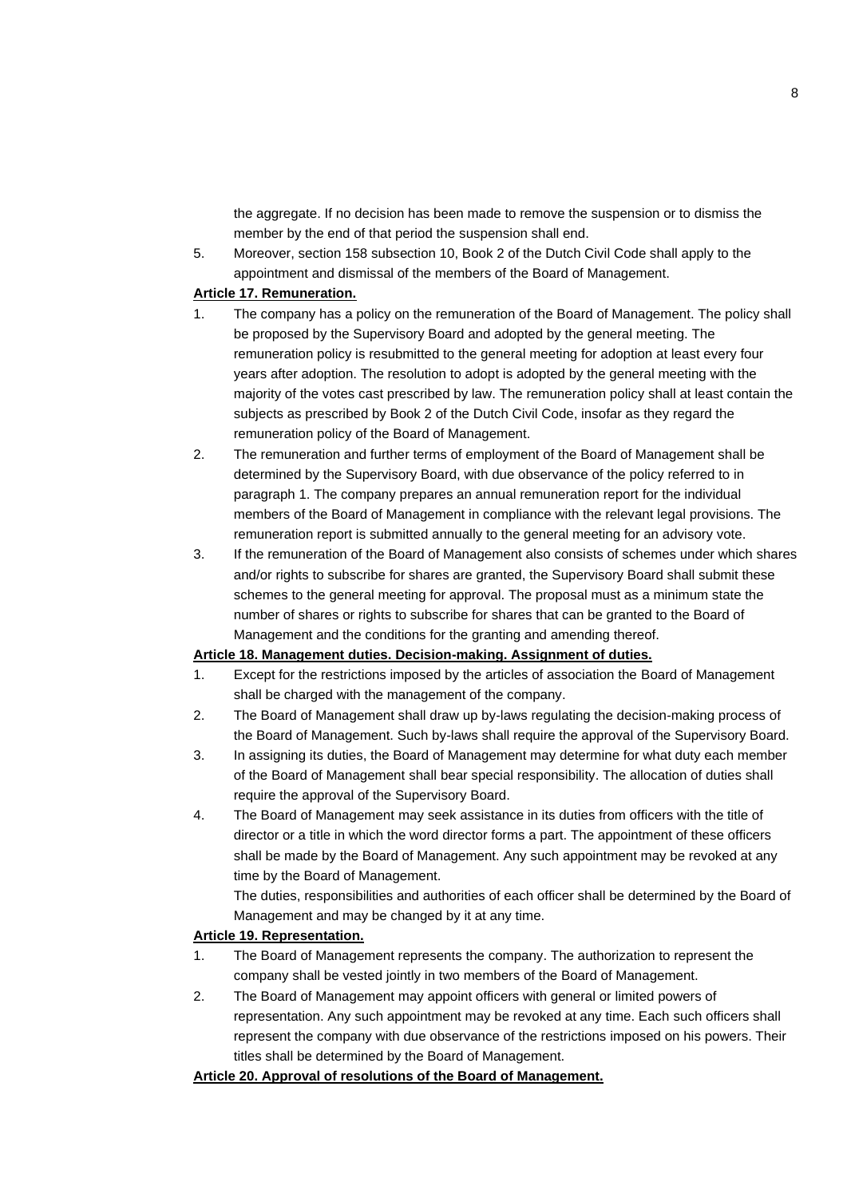the aggregate. If no decision has been made to remove the suspension or to dismiss the member by the end of that period the suspension shall end.

5. Moreover, section 158 subsection 10, Book 2 of the Dutch Civil Code shall apply to the appointment and dismissal of the members of the Board of Management.

**Article 17. Remuneration.**

1. The company has a policy on the remuneration of the Board of Management. The policy shall be proposed by the Supervisory Board and adopted by the general meeting. The remuneration policy is resubmitted to the general meeting for adoption at least every four years after adoption. The resolution to adopt is adopted by the general meeting with the majority of the votes cast prescribed by law. The remuneration policy shall at least contain the subjects as prescribed by Book 2 of the Dutch Civil Code, insofar as they regard the remuneration policy of the Board of Management.
2. The remuneration and further terms of employment of the Board of Management shall be determined by the Supervisory Board, with due observance of the policy referred to in paragraph 1. The company prepares an annual remuneration report for the individual members of the Board of Management in compliance with the relevant legal provisions. The remuneration report is submitted annually to the general meeting for an advisory vote.
3. If the remuneration of the Board of Management also consists of schemes under which shares and/or rights to subscribe for shares are granted, the Supervisory Board shall submit these schemes to the general meeting for approval. The proposal must as a minimum state the number of shares or rights to subscribe for shares that can be granted to the Board of Management and the conditions for the granting and amending thereof.

**Article 18. Management duties. Decision-making. Assignment of duties.**

1. Except for the restrictions imposed by the articles of association the Board of Management shall be charged with the management of the company.
2. The Board of Management shall draw up by-laws regulating the decision-making process of the Board of Management. Such by-laws shall require the approval of the Supervisory Board.
3. In assigning its duties, the Board of Management may determine for what duty each member of the Board of Management shall bear special responsibility. The allocation of duties shall require the approval of the Supervisory Board.
4. The Board of Management may seek assistance in its duties from officers with the title of director or a title in which the word director forms a part. The appointment of these officers shall be made by the Board of Management. Any such appointment may be revoked at any time by the Board of Management.

   The duties, responsibilities and authorities of each officer shall be determined by the Board of Management and may be changed by it at any time.

**Article 19. Representation.**

1. The Board of Management represents the company. The authorization to represent the company shall be vested jointly in two members of the Board of Management.
2. The Board of Management may appoint officers with general or limited powers of representation. Any such appointment may be revoked at any time. Each such officers shall represent the company with due observance of the restrictions imposed on his powers. Their titles shall be determined by the Board of Management.

**Article 20. Approval of resolutions of the Board of Management.**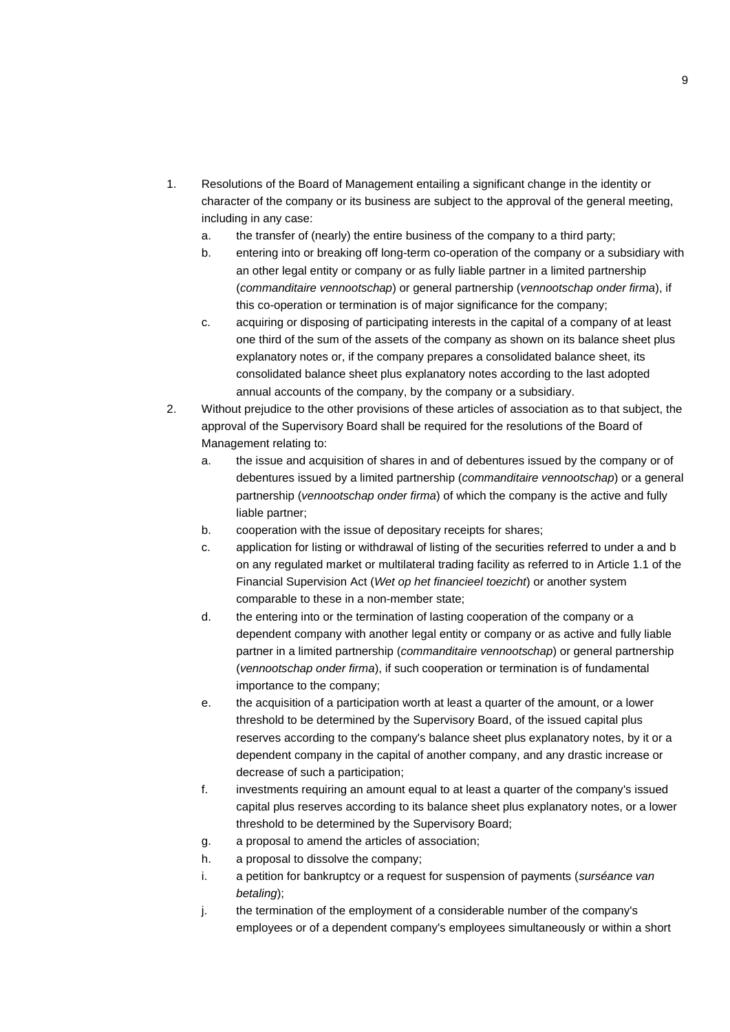1. Resolutions of the Board of Management entailing a significant change in the identity or character of the company or its business are subject to the approval of the general meeting, including in any case:
   a. the transfer of (nearly) the entire business of the company to a third party;
   b. entering into or breaking off long-term co-operation of the company or a subsidiary with an other legal entity or company or as fully liable partner in a limited partnership (*commanditaire vennootschap*) or general partnership (*vennootschap onder firma*), if this co-operation or termination is of major significance for the company;
   c. acquiring or disposing of participating interests in the capital of a company of at least one third of the sum of the assets of the company as shown on its balance sheet plus explanatory notes or, if the company prepares a consolidated balance sheet, its consolidated balance sheet plus explanatory notes according to the last adopted annual accounts of the company, by the company or a subsidiary.
2. Without prejudice to the other provisions of these articles of association as to that subject, the approval of the Supervisory Board shall be required for the resolutions of the Board of Management relating to:
   a. the issue and acquisition of shares in and of debentures issued by the company or of debentures issued by a limited partnership (*commanditaire vennootschap*) or a general partnership (*vennootschap onder firma*) of which the company is the active and fully liable partner;
   b. cooperation with the issue of depositary receipts for shares;
   c. application for listing or withdrawal of listing of the securities referred to under a and b on any regulated market or multilateral trading facility as referred to in Article 1.1 of the Financial Supervision Act (*Wet op het financieel toezicht*) or another system comparable to these in a non-member state;
   d. the entering into or the termination of lasting cooperation of the company or a dependent company with another legal entity or company or as active and fully liable partner in a limited partnership (*commanditaire vennootschap*) or general partnership (*vennootschap onder firma*), if such cooperation or termination is of fundamental importance to the company;
   e. the acquisition of a participation worth at least a quarter of the amount, or a lower threshold to be determined by the Supervisory Board, of the issued capital plus reserves according to the company's balance sheet plus explanatory notes, by it or a dependent company in the capital of another company, and any drastic increase or decrease of such a participation;
   f. investments requiring an amount equal to at least a quarter of the company's issued capital plus reserves according to its balance sheet plus explanatory notes, or a lower threshold to be determined by the Supervisory Board;
   g. a proposal to amend the articles of association;
   h. a proposal to dissolve the company;
   i. a petition for bankruptcy or a request for suspension of payments (*surséance van betaling*);
   j. the termination of the employment of a considerable number of the company's employees or of a dependent company's employees simultaneously or within a short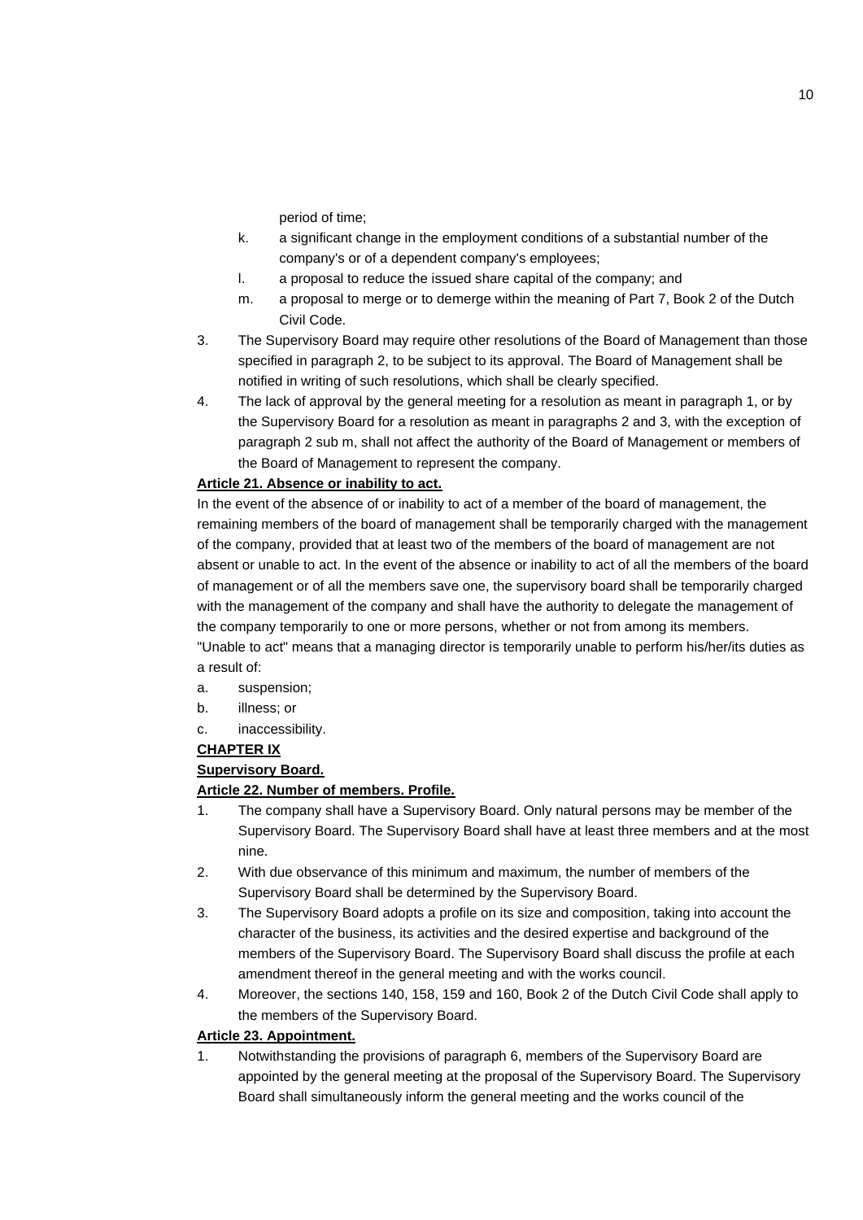period of time;

k. a significant change in the employment conditions of a substantial number of the company's or of a dependent company's employees;

l. a proposal to reduce the issued share capital of the company; and

m. a proposal to merge or to demerge within the meaning of Part 7, Book 2 of the Dutch Civil Code.

3. The Supervisory Board may require other resolutions of the Board of Management than those specified in paragraph 2, to be subject to its approval. The Board of Management shall be notified in writing of such resolutions, which shall be clearly specified.

4. The lack of approval by the general meeting for a resolution as meant in paragraph 1, or by the Supervisory Board for a resolution as meant in paragraphs 2 and 3, with the exception of paragraph 2 sub m, shall not affect the authority of the Board of Management or members of the Board of Management to represent the company.

**Article 21. Absence or inability to act.**

In the event of the absence of or inability to act of a member of the board of management, the remaining members of the board of management shall be temporarily charged with the management of the company, provided that at least two of the members of the board of management are not absent or unable to act. In the event of the absence or inability to act of all the members of the board of management or of all the members save one, the supervisory board shall be temporarily charged with the management of the company and shall have the authority to delegate the management of the company temporarily to one or more persons, whether or not from among its members.

"Unable to act" means that a managing director is temporarily unable to perform his/her/its duties as a result of:

a. suspension;

b. illness; or

c. inaccessibility.

**CHAPTER IX**

**Supervisory Board.**

**Article 22. Number of members. Profile.**

1. The company shall have a Supervisory Board. Only natural persons may be member of the Supervisory Board. The Supervisory Board shall have at least three members and at the most nine.

2. With due observance of this minimum and maximum, the number of members of the Supervisory Board shall be determined by the Supervisory Board.

3. The Supervisory Board adopts a profile on its size and composition, taking into account the character of the business, its activities and the desired expertise and background of the members of the Supervisory Board. The Supervisory Board shall discuss the profile at each amendment thereof in the general meeting and with the works council.

4. Moreover, the sections 140, 158, 159 and 160, Book 2 of the Dutch Civil Code shall apply to the members of the Supervisory Board.

**Article 23. Appointment.**

1. Notwithstanding the provisions of paragraph 6, members of the Supervisory Board are appointed by the general meeting at the proposal of the Supervisory Board. The Supervisory Board shall simultaneously inform the general meeting and the works council of the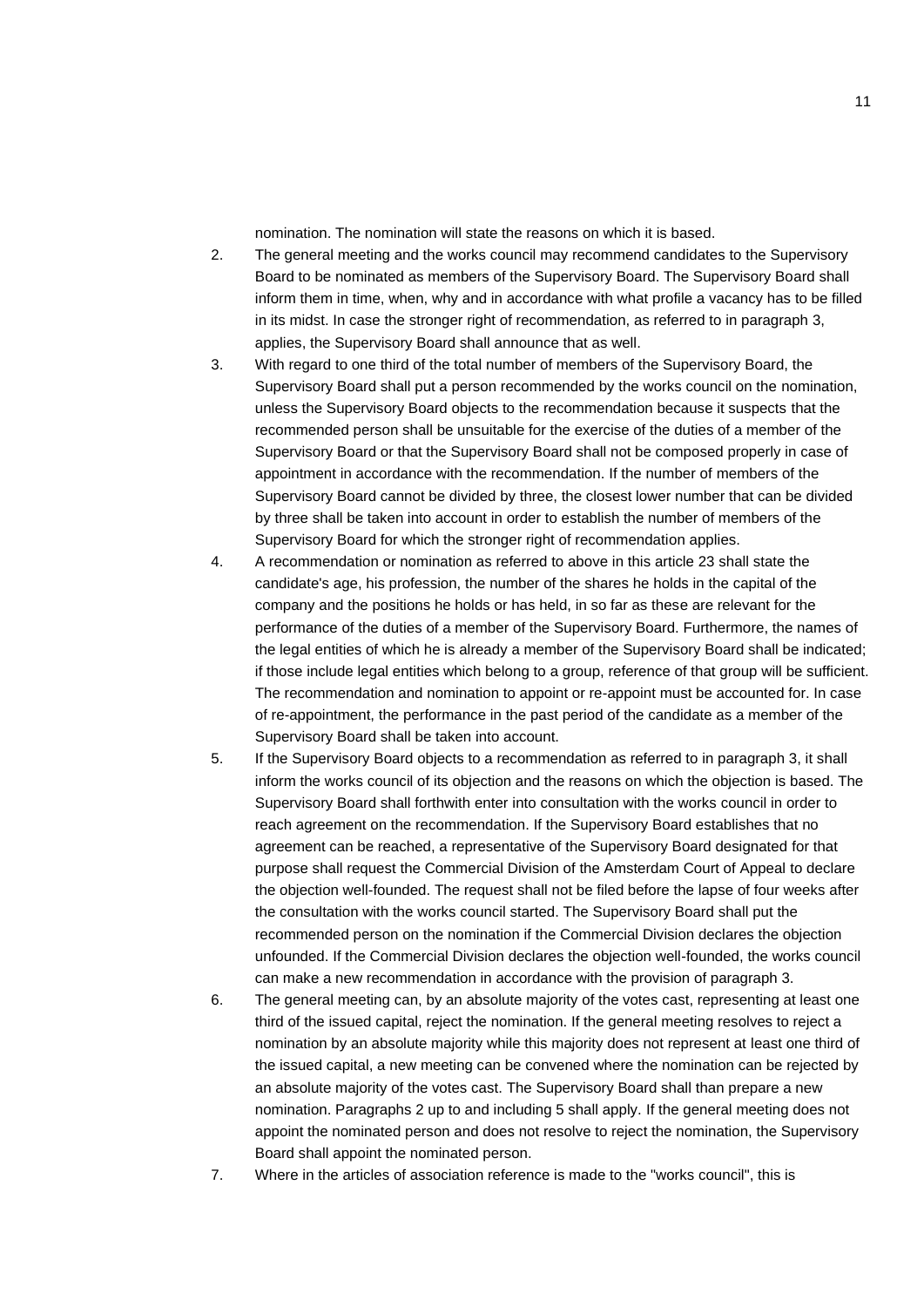nomination. The nomination will state the reasons on which it is based.

2. The general meeting and the works council may recommend candidates to the Supervisory Board to be nominated as members of the Supervisory Board. The Supervisory Board shall inform them in time, when, why and in accordance with what profile a vacancy has to be filled in its midst. In case the stronger right of recommendation, as referred to in paragraph 3, applies, the Supervisory Board shall announce that as well.
3. With regard to one third of the total number of members of the Supervisory Board, the Supervisory Board shall put a person recommended by the works council on the nomination, unless the Supervisory Board objects to the recommendation because it suspects that the recommended person shall be unsuitable for the exercise of the duties of a member of the Supervisory Board or that the Supervisory Board shall not be composed properly in case of appointment in accordance with the recommendation. If the number of members of the Supervisory Board cannot be divided by three, the closest lower number that can be divided by three shall be taken into account in order to establish the number of members of the Supervisory Board for which the stronger right of recommendation applies.
4. A recommendation or nomination as referred to above in this article 23 shall state the candidate's age, his profession, the number of the shares he holds in the capital of the company and the positions he holds or has held, in so far as these are relevant for the performance of the duties of a member of the Supervisory Board. Furthermore, the names of the legal entities of which he is already a member of the Supervisory Board shall be indicated; if those include legal entities which belong to a group, reference of that group will be sufficient. The recommendation and nomination to appoint or re-appoint must be accounted for. In case of re-appointment, the performance in the past period of the candidate as a member of the Supervisory Board shall be taken into account.
5. If the Supervisory Board objects to a recommendation as referred to in paragraph 3, it shall inform the works council of its objection and the reasons on which the objection is based. The Supervisory Board shall forthwith enter into consultation with the works council in order to reach agreement on the recommendation. If the Supervisory Board establishes that no agreement can be reached, a representative of the Supervisory Board designated for that purpose shall request the Commercial Division of the Amsterdam Court of Appeal to declare the objection well-founded. The request shall not be filed before the lapse of four weeks after the consultation with the works council started. The Supervisory Board shall put the recommended person on the nomination if the Commercial Division declares the objection unfounded. If the Commercial Division declares the objection well-founded, the works council can make a new recommendation in accordance with the provision of paragraph 3.
6. The general meeting can, by an absolute majority of the votes cast, representing at least one third of the issued capital, reject the nomination. If the general meeting resolves to reject a nomination by an absolute majority while this majority does not represent at least one third of the issued capital, a new meeting can be convened where the nomination can be rejected by an absolute majority of the votes cast. The Supervisory Board shall than prepare a new nomination. Paragraphs 2 up to and including 5 shall apply. If the general meeting does not appoint the nominated person and does not resolve to reject the nomination, the Supervisory Board shall appoint the nominated person.
7. Where in the articles of association reference is made to the "works council", this is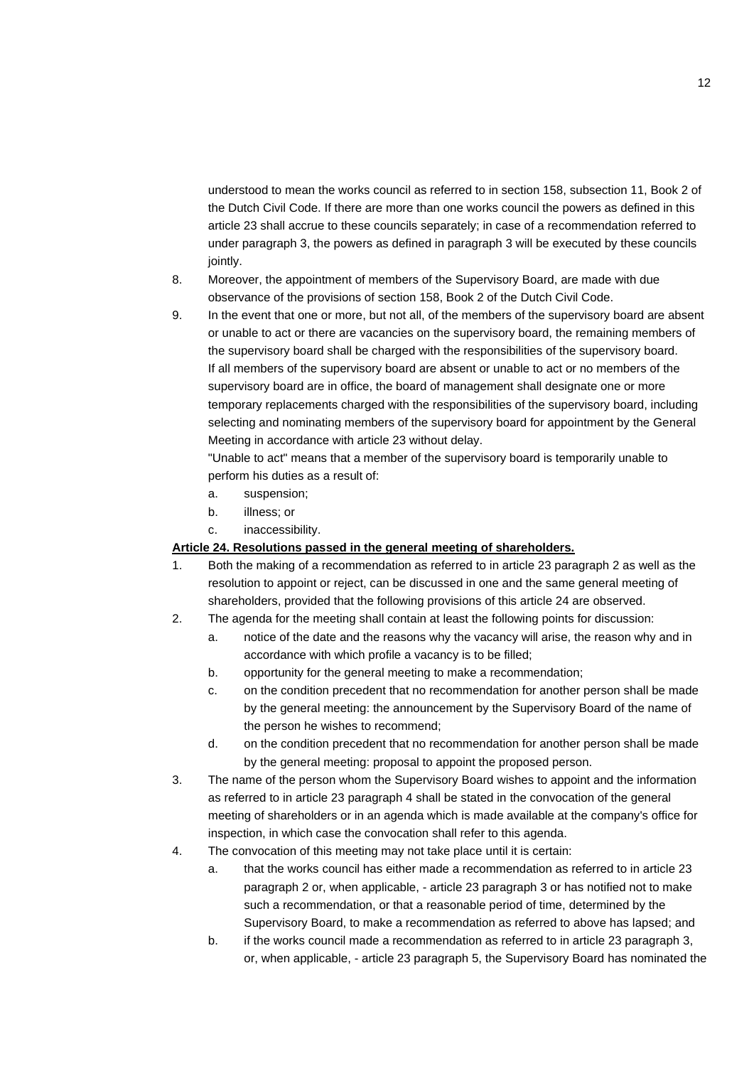understood to mean the works council as referred to in section 158, subsection 11, Book 2 of the Dutch Civil Code. If there are more than one works council the powers as defined in this article 23 shall accrue to these councils separately; in case of a recommendation referred to under paragraph 3, the powers as defined in paragraph 3 will be executed by these councils jointly.

8. Moreover, the appointment of members of the Supervisory Board, are made with due observance of the provisions of section 158, Book 2 of the Dutch Civil Code.
9. In the event that one or more, but not all, of the members of the supervisory board are absent or unable to act or there are vacancies on the supervisory board, the remaining members of the supervisory board shall be charged with the responsibilities of the supervisory board. If all members of the supervisory board are absent or unable to act or no members of the supervisory board are in office, the board of management shall designate one or more temporary replacements charged with the responsibilities of the supervisory board, including selecting and nominating members of the supervisory board for appointment by the General Meeting in accordance with article 23 without delay.
   "Unable to act" means that a member of the supervisory board is temporarily unable to perform his duties as a result of:
   a. suspension;
   b. illness; or
   c. inaccessibility.

**Article 24. Resolutions passed in the general meeting of shareholders.**

1. Both the making of a recommendation as referred to in article 23 paragraph 2 as well as the resolution to appoint or reject, can be discussed in one and the same general meeting of shareholders, provided that the following provisions of this article 24 are observed.
2. The agenda for the meeting shall contain at least the following points for discussion:
   a. notice of the date and the reasons why the vacancy will arise, the reason why and in accordance with which profile a vacancy is to be filled;
   b. opportunity for the general meeting to make a recommendation;
   c. on the condition precedent that no recommendation for another person shall be made by the general meeting: the announcement by the Supervisory Board of the name of the person he wishes to recommend;
   d. on the condition precedent that no recommendation for another person shall be made by the general meeting: proposal to appoint the proposed person.
3. The name of the person whom the Supervisory Board wishes to appoint and the information as referred to in article 23 paragraph 4 shall be stated in the convocation of the general meeting of shareholders or in an agenda which is made available at the company's office for inspection, in which case the convocation shall refer to this agenda.
4. The convocation of this meeting may not take place until it is certain:
   a. that the works council has either made a recommendation as referred to in article 23 paragraph 2 or, when applicable, - article 23 paragraph 3 or has notified not to make such a recommendation, or that a reasonable period of time, determined by the Supervisory Board, to make a recommendation as referred to above has lapsed; and
   b. if the works council made a recommendation as referred to in article 23 paragraph 3, or, when applicable, - article 23 paragraph 5, the Supervisory Board has nominated the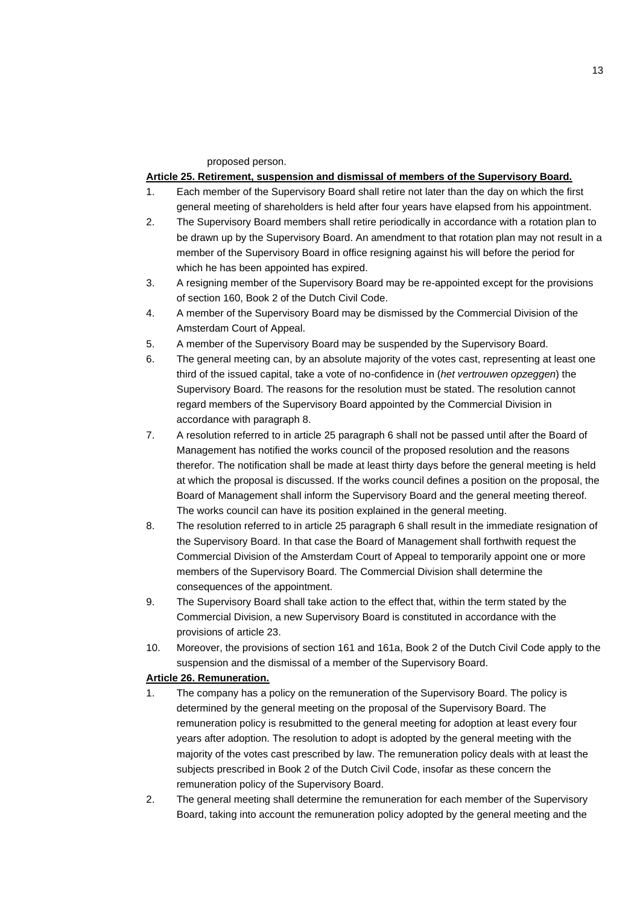proposed person.

**Article 25. Retirement, suspension and dismissal of members of the Supervisory Board.**

1. Each member of the Supervisory Board shall retire not later than the day on which the first general meeting of shareholders is held after four years have elapsed from his appointment.
2. The Supervisory Board members shall retire periodically in accordance with a rotation plan to be drawn up by the Supervisory Board. An amendment to that rotation plan may not result in a member of the Supervisory Board in office resigning against his will before the period for which he has been appointed has expired.
3. A resigning member of the Supervisory Board may be re-appointed except for the provisions of section 160, Book 2 of the Dutch Civil Code.
4. A member of the Supervisory Board may be dismissed by the Commercial Division of the Amsterdam Court of Appeal.
5. A member of the Supervisory Board may be suspended by the Supervisory Board.
6. The general meeting can, by an absolute majority of the votes cast, representing at least one third of the issued capital, take a vote of no-confidence in (*het vertrouwen opzeggen*) the Supervisory Board. The reasons for the resolution must be stated. The resolution cannot regard members of the Supervisory Board appointed by the Commercial Division in accordance with paragraph 8.
7. A resolution referred to in article 25 paragraph 6 shall not be passed until after the Board of Management has notified the works council of the proposed resolution and the reasons therefor. The notification shall be made at least thirty days before the general meeting is held at which the proposal is discussed. If the works council defines a position on the proposal, the Board of Management shall inform the Supervisory Board and the general meeting thereof. The works council can have its position explained in the general meeting.
8. The resolution referred to in article 25 paragraph 6 shall result in the immediate resignation of the Supervisory Board. In that case the Board of Management shall forthwith request the Commercial Division of the Amsterdam Court of Appeal to temporarily appoint one or more members of the Supervisory Board. The Commercial Division shall determine the consequences of the appointment.
9. The Supervisory Board shall take action to the effect that, within the term stated by the Commercial Division, a new Supervisory Board is constituted in accordance with the provisions of article 23.
10. Moreover, the provisions of section 161 and 161a, Book 2 of the Dutch Civil Code apply to the suspension and the dismissal of a member of the Supervisory Board.

**Article 26. Remuneration.**

1. The company has a policy on the remuneration of the Supervisory Board. The policy is determined by the general meeting on the proposal of the Supervisory Board. The remuneration policy is resubmitted to the general meeting for adoption at least every four years after adoption. The resolution to adopt is adopted by the general meeting with the majority of the votes cast prescribed by law. The remuneration policy deals with at least the subjects prescribed in Book 2 of the Dutch Civil Code, insofar as these concern the remuneration policy of the Supervisory Board.
2. The general meeting shall determine the remuneration for each member of the Supervisory Board, taking into account the remuneration policy adopted by the general meeting and the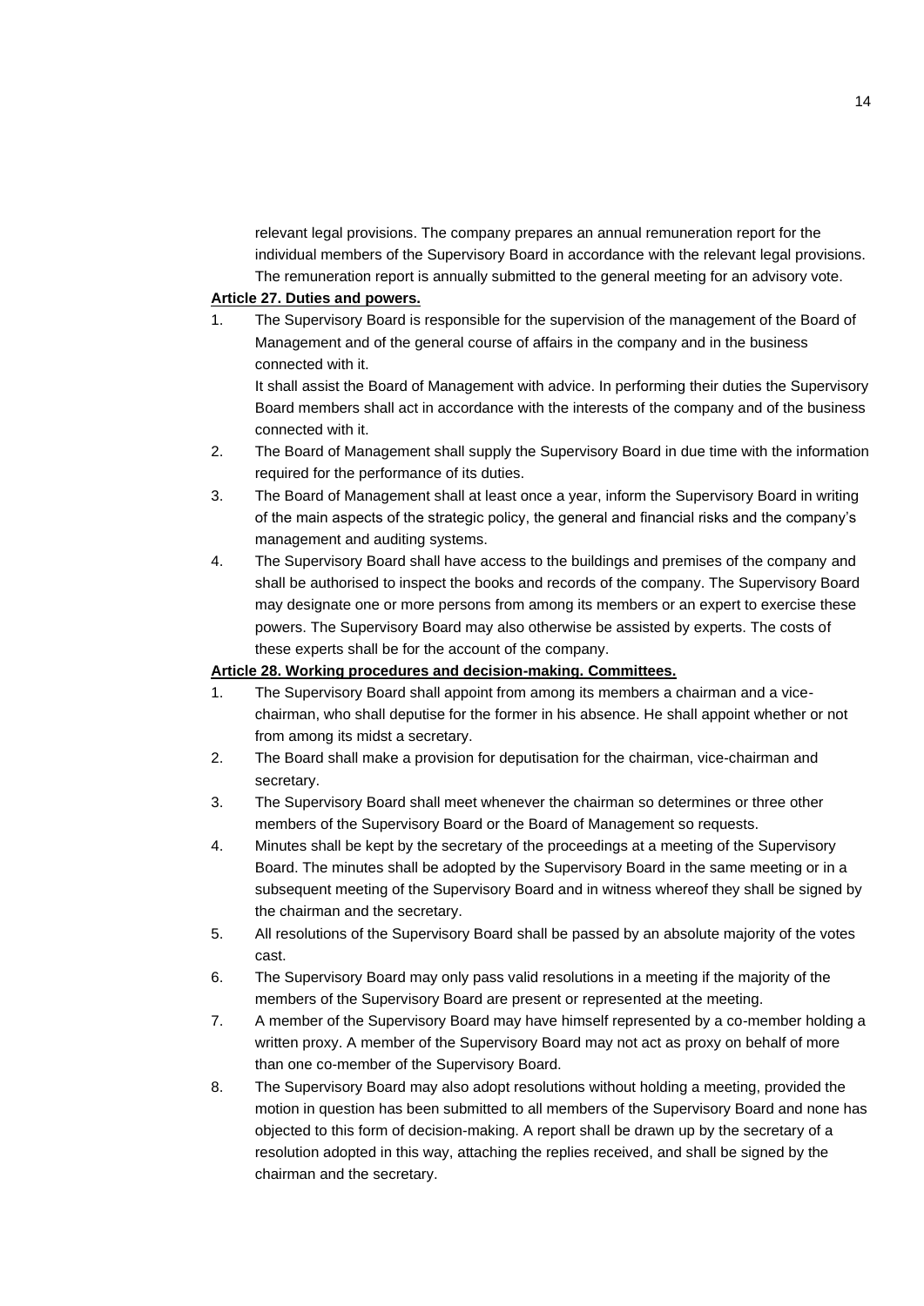relevant legal provisions. The company prepares an annual remuneration report for the individual members of the Supervisory Board in accordance with the relevant legal provisions. The remuneration report is annually submitted to the general meeting for an advisory vote.

**Article 27. Duties and powers.**

1. The Supervisory Board is responsible for the supervision of the management of the Board of Management and of the general course of affairs in the company and in the business connected with it.
   It shall assist the Board of Management with advice. In performing their duties the Supervisory Board members shall act in accordance with the interests of the company and of the business connected with it.
2. The Board of Management shall supply the Supervisory Board in due time with the information required for the performance of its duties.
3. The Board of Management shall at least once a year, inform the Supervisory Board in writing of the main aspects of the strategic policy, the general and financial risks and the company's management and auditing systems.
4. The Supervisory Board shall have access to the buildings and premises of the company and shall be authorised to inspect the books and records of the company. The Supervisory Board may designate one or more persons from among its members or an expert to exercise these powers. The Supervisory Board may also otherwise be assisted by experts. The costs of these experts shall be for the account of the company.

**Article 28. Working procedures and decision-making. Committees.**

1. The Supervisory Board shall appoint from among its members a chairman and a vice-chairman, who shall deputise for the former in his absence. He shall appoint whether or not from among its midst a secretary.
2. The Board shall make a provision for deputisation for the chairman, vice-chairman and secretary.
3. The Supervisory Board shall meet whenever the chairman so determines or three other members of the Supervisory Board or the Board of Management so requests.
4. Minutes shall be kept by the secretary of the proceedings at a meeting of the Supervisory Board. The minutes shall be adopted by the Supervisory Board in the same meeting or in a subsequent meeting of the Supervisory Board and in witness whereof they shall be signed by the chairman and the secretary.
5. All resolutions of the Supervisory Board shall be passed by an absolute majority of the votes cast.
6. The Supervisory Board may only pass valid resolutions in a meeting if the majority of the members of the Supervisory Board are present or represented at the meeting.
7. A member of the Supervisory Board may have himself represented by a co-member holding a written proxy. A member of the Supervisory Board may not act as proxy on behalf of more than one co-member of the Supervisory Board.
8. The Supervisory Board may also adopt resolutions without holding a meeting, provided the motion in question has been submitted to all members of the Supervisory Board and none has objected to this form of decision-making. A report shall be drawn up by the secretary of a resolution adopted in this way, attaching the replies received, and shall be signed by the chairman and the secretary.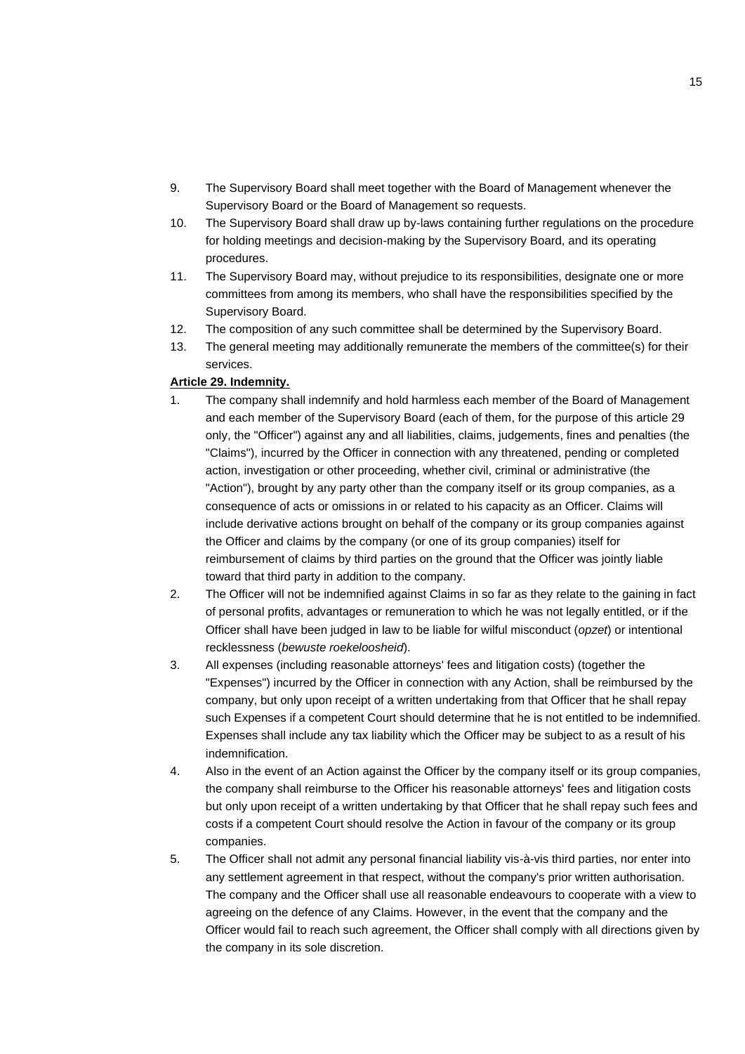9. The Supervisory Board shall meet together with the Board of Management whenever the Supervisory Board or the Board of Management so requests.
10. The Supervisory Board shall draw up by-laws containing further regulations on the procedure for holding meetings and decision-making by the Supervisory Board, and its operating procedures.
11. The Supervisory Board may, without prejudice to its responsibilities, designate one or more committees from among its members, who shall have the responsibilities specified by the Supervisory Board.
12. The composition of any such committee shall be determined by the Supervisory Board.
13. The general meeting may additionally remunerate the members of the committee(s) for their services.

**Article 29. Indemnity.**

1. The company shall indemnify and hold harmless each member of the Board of Management and each member of the Supervisory Board (each of them, for the purpose of this article 29 only, the "Officer") against any and all liabilities, claims, judgements, fines and penalties (the "Claims"), incurred by the Officer in connection with any threatened, pending or completed action, investigation or other proceeding, whether civil, criminal or administrative (the "Action"), brought by any party other than the company itself or its group companies, as a consequence of acts or omissions in or related to his capacity as an Officer. Claims will include derivative actions brought on behalf of the company or its group companies against the Officer and claims by the company (or one of its group companies) itself for reimbursement of claims by third parties on the ground that the Officer was jointly liable toward that third party in addition to the company.
2. The Officer will not be indemnified against Claims in so far as they relate to the gaining in fact of personal profits, advantages or remuneration to which he was not legally entitled, or if the Officer shall have been judged in law to be liable for wilful misconduct (*opzet*) or intentional recklessness (*bewuste roekeloosheid*).
3. All expenses (including reasonable attorneys' fees and litigation costs) (together the "Expenses") incurred by the Officer in connection with any Action, shall be reimbursed by the company, but only upon receipt of a written undertaking from that Officer that he shall repay such Expenses if a competent Court should determine that he is not entitled to be indemnified. Expenses shall include any tax liability which the Officer may be subject to as a result of his indemnification.
4. Also in the event of an Action against the Officer by the company itself or its group companies, the company shall reimburse to the Officer his reasonable attorneys' fees and litigation costs but only upon receipt of a written undertaking by that Officer that he shall repay such fees and costs if a competent Court should resolve the Action in favour of the company or its group companies.
5. The Officer shall not admit any personal financial liability vis-à-vis third parties, nor enter into any settlement agreement in that respect, without the company's prior written authorisation. The company and the Officer shall use all reasonable endeavours to cooperate with a view to agreeing on the defence of any Claims. However, in the event that the company and the Officer would fail to reach such agreement, the Officer shall comply with all directions given by the company in its sole discretion.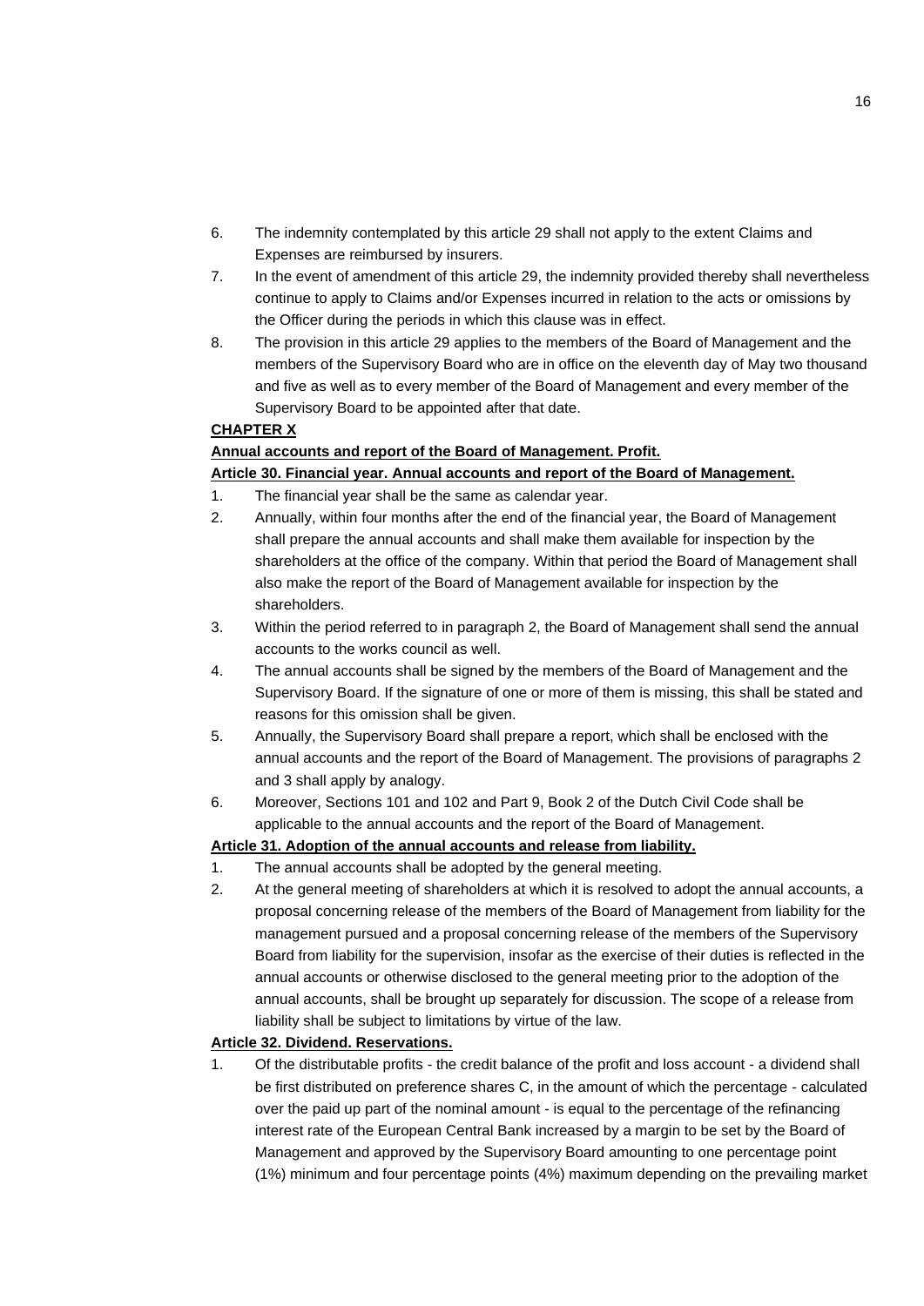6. The indemnity contemplated by this article 29 shall not apply to the extent Claims and Expenses are reimbursed by insurers.
7. In the event of amendment of this article 29, the indemnity provided thereby shall nevertheless continue to apply to Claims and/or Expenses incurred in relation to the acts or omissions by the Officer during the periods in which this clause was in effect.
8. The provision in this article 29 applies to the members of the Board of Management and the members of the Supervisory Board who are in office on the eleventh day of May two thousand and five as well as to every member of the Board of Management and every member of the Supervisory Board to be appointed after that date.

**CHAPTER X**

**Annual accounts and report of the Board of Management. Profit.**

**Article 30. Financial year. Annual accounts and report of the Board of Management.**

1. The financial year shall be the same as calendar year.
2. Annually, within four months after the end of the financial year, the Board of Management shall prepare the annual accounts and shall make them available for inspection by the shareholders at the office of the company. Within that period the Board of Management shall also make the report of the Board of Management available for inspection by the shareholders.
3. Within the period referred to in paragraph 2, the Board of Management shall send the annual accounts to the works council as well.
4. The annual accounts shall be signed by the members of the Board of Management and the Supervisory Board. If the signature of one or more of them is missing, this shall be stated and reasons for this omission shall be given.
5. Annually, the Supervisory Board shall prepare a report, which shall be enclosed with the annual accounts and the report of the Board of Management. The provisions of paragraphs 2 and 3 shall apply by analogy.
6. Moreover, Sections 101 and 102 and Part 9, Book 2 of the Dutch Civil Code shall be applicable to the annual accounts and the report of the Board of Management.

**Article 31. Adoption of the annual accounts and release from liability.**

1. The annual accounts shall be adopted by the general meeting.
2. At the general meeting of shareholders at which it is resolved to adopt the annual accounts, a proposal concerning release of the members of the Board of Management from liability for the management pursued and a proposal concerning release of the members of the Supervisory Board from liability for the supervision, insofar as the exercise of their duties is reflected in the annual accounts or otherwise disclosed to the general meeting prior to the adoption of the annual accounts, shall be brought up separately for discussion. The scope of a release from liability shall be subject to limitations by virtue of the law.

**Article 32. Dividend. Reservations.**

1. Of the distributable profits - the credit balance of the profit and loss account - a dividend shall be first distributed on preference shares C, in the amount of which the percentage - calculated over the paid up part of the nominal amount - is equal to the percentage of the refinancing interest rate of the European Central Bank increased by a margin to be set by the Board of Management and approved by the Supervisory Board amounting to one percentage point (1%) minimum and four percentage points (4%) maximum depending on the prevailing market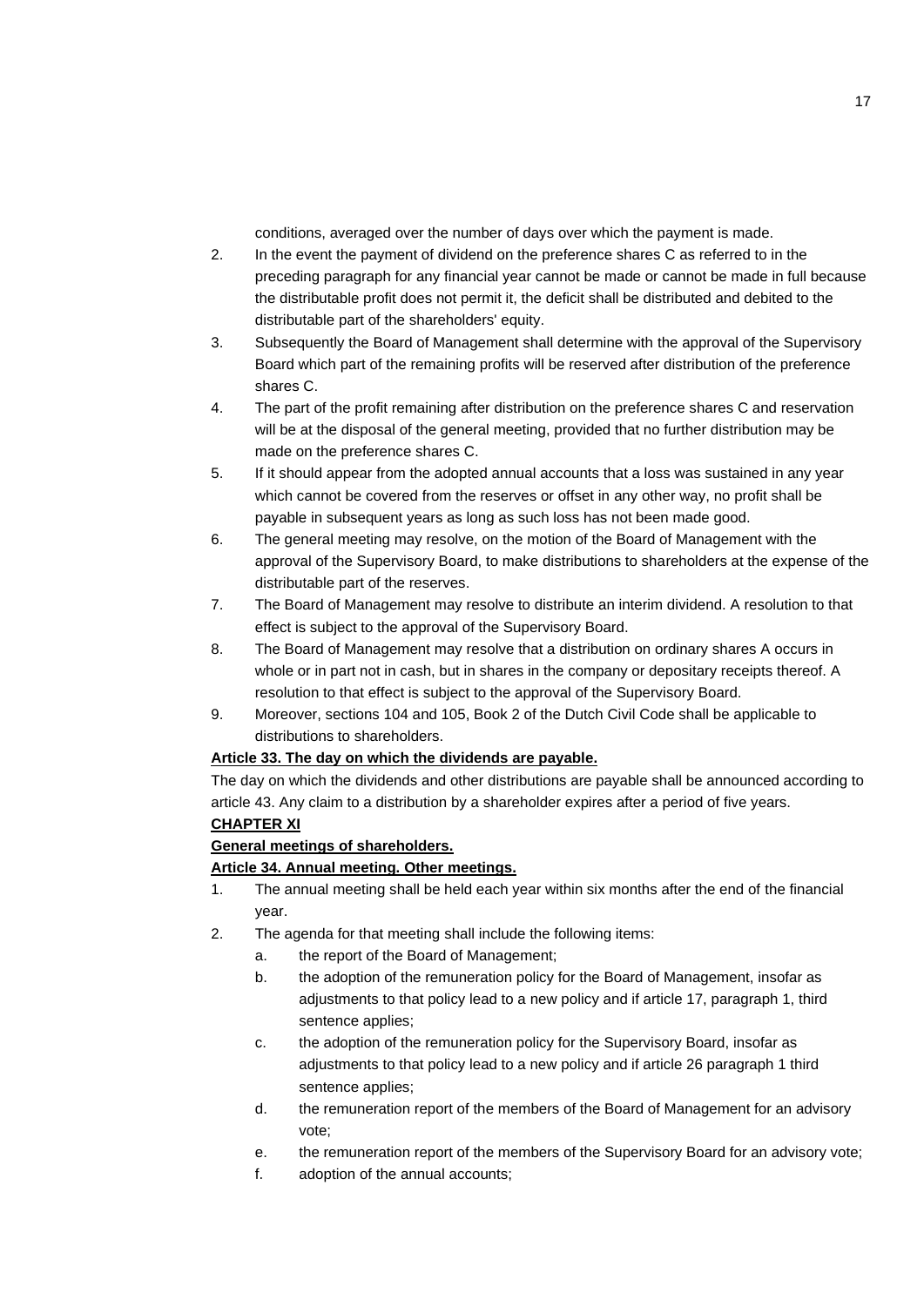conditions, averaged over the number of days over which the payment is made.

2. In the event the payment of dividend on the preference shares C as referred to in the preceding paragraph for any financial year cannot be made or cannot be made in full because the distributable profit does not permit it, the deficit shall be distributed and debited to the distributable part of the shareholders' equity.
3. Subsequently the Board of Management shall determine with the approval of the Supervisory Board which part of the remaining profits will be reserved after distribution of the preference shares C.
4. The part of the profit remaining after distribution on the preference shares C and reservation will be at the disposal of the general meeting, provided that no further distribution may be made on the preference shares C.
5. If it should appear from the adopted annual accounts that a loss was sustained in any year which cannot be covered from the reserves or offset in any other way, no profit shall be payable in subsequent years as long as such loss has not been made good.
6. The general meeting may resolve, on the motion of the Board of Management with the approval of the Supervisory Board, to make distributions to shareholders at the expense of the distributable part of the reserves.
7. The Board of Management may resolve to distribute an interim dividend. A resolution to that effect is subject to the approval of the Supervisory Board.
8. The Board of Management may resolve that a distribution on ordinary shares A occurs in whole or in part not in cash, but in shares in the company or depositary receipts thereof. A resolution to that effect is subject to the approval of the Supervisory Board.
9. Moreover, sections 104 and 105, Book 2 of the Dutch Civil Code shall be applicable to distributions to shareholders.

**Article 33. The day on which the dividends are payable.**

The day on which the dividends and other distributions are payable shall be announced according to article 43. Any claim to a distribution by a shareholder expires after a period of five years.

## CHAPTER XI

## General meetings of shareholders.

**Article 34. Annual meeting. Other meetings.**

1. The annual meeting shall be held each year within six months after the end of the financial year.
2. The agenda for that meeting shall include the following items:
   a. the report of the Board of Management;
   b. the adoption of the remuneration policy for the Board of Management, insofar as adjustments to that policy lead to a new policy and if article 17, paragraph 1, third sentence applies;
   c. the adoption of the remuneration policy for the Supervisory Board, insofar as adjustments to that policy lead to a new policy and if article 26 paragraph 1 third sentence applies;
   d. the remuneration report of the members of the Board of Management for an advisory vote;
   e. the remuneration report of the members of the Supervisory Board for an advisory vote;
   f. adoption of the annual accounts;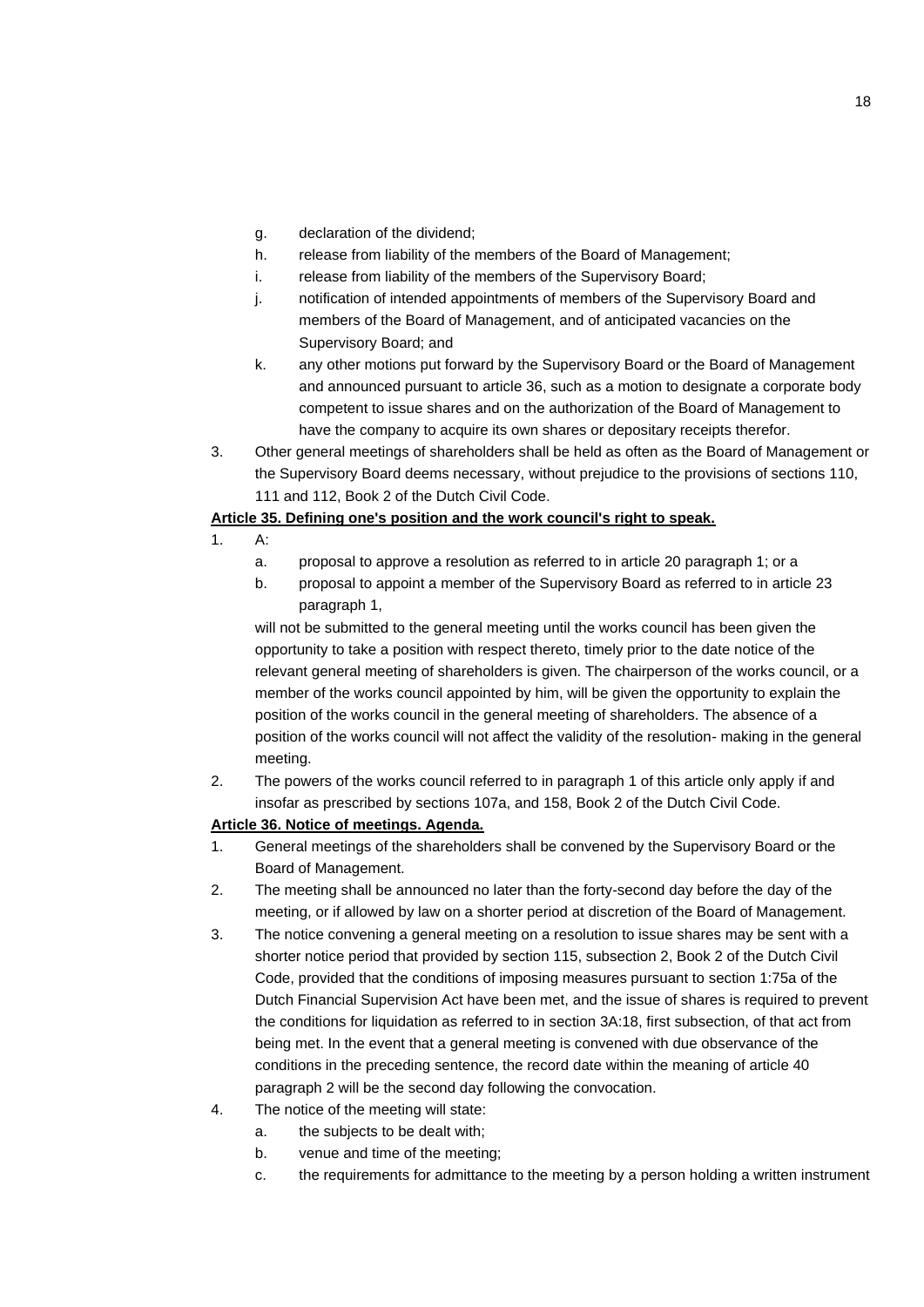g. declaration of the dividend;
   h. release from liability of the members of the Board of Management;
   i. release from liability of the members of the Supervisory Board;
   j. notification of intended appointments of members of the Supervisory Board and members of the Board of Management, and of anticipated vacancies on the Supervisory Board; and
   k. any other motions put forward by the Supervisory Board or the Board of Management and announced pursuant to article 36, such as a motion to designate a corporate body competent to issue shares and on the authorization of the Board of Management to have the company to acquire its own shares or depositary receipts therefor.
3. Other general meetings of shareholders shall be held as often as the Board of Management or the Supervisory Board deems necessary, without prejudice to the provisions of sections 110, 111 and 112, Book 2 of the Dutch Civil Code.

**Article 35. Defining one's position and the work council's right to speak.**

1. A:
   a. proposal to approve a resolution as referred to in article 20 paragraph 1; or a
   b. proposal to appoint a member of the Supervisory Board as referred to in article 23 paragraph 1,

   will not be submitted to the general meeting until the works council has been given the opportunity to take a position with respect thereto, timely prior to the date notice of the relevant general meeting of shareholders is given. The chairperson of the works council, or a member of the works council appointed by him, will be given the opportunity to explain the position of the works council in the general meeting of shareholders. The absence of a position of the works council will not affect the validity of the resolution- making in the general meeting.
2. The powers of the works council referred to in paragraph 1 of this article only apply if and insofar as prescribed by sections 107a, and 158, Book 2 of the Dutch Civil Code.

**Article 36. Notice of meetings. Agenda.**

1. General meetings of the shareholders shall be convened by the Supervisory Board or the Board of Management.
2. The meeting shall be announced no later than the forty-second day before the day of the meeting, or if allowed by law on a shorter period at discretion of the Board of Management.
3. The notice convening a general meeting on a resolution to issue shares may be sent with a shorter notice period that provided by section 115, subsection 2, Book 2 of the Dutch Civil Code, provided that the conditions of imposing measures pursuant to section 1:75a of the Dutch Financial Supervision Act have been met, and the issue of shares is required to prevent the conditions for liquidation as referred to in section 3A:18, first subsection, of that act from being met. In the event that a general meeting is convened with due observance of the conditions in the preceding sentence, the record date within the meaning of article 40 paragraph 2 will be the second day following the convocation.
4. The notice of the meeting will state:
   a. the subjects to be dealt with;
   b. venue and time of the meeting;
   c. the requirements for admittance to the meeting by a person holding a written instrument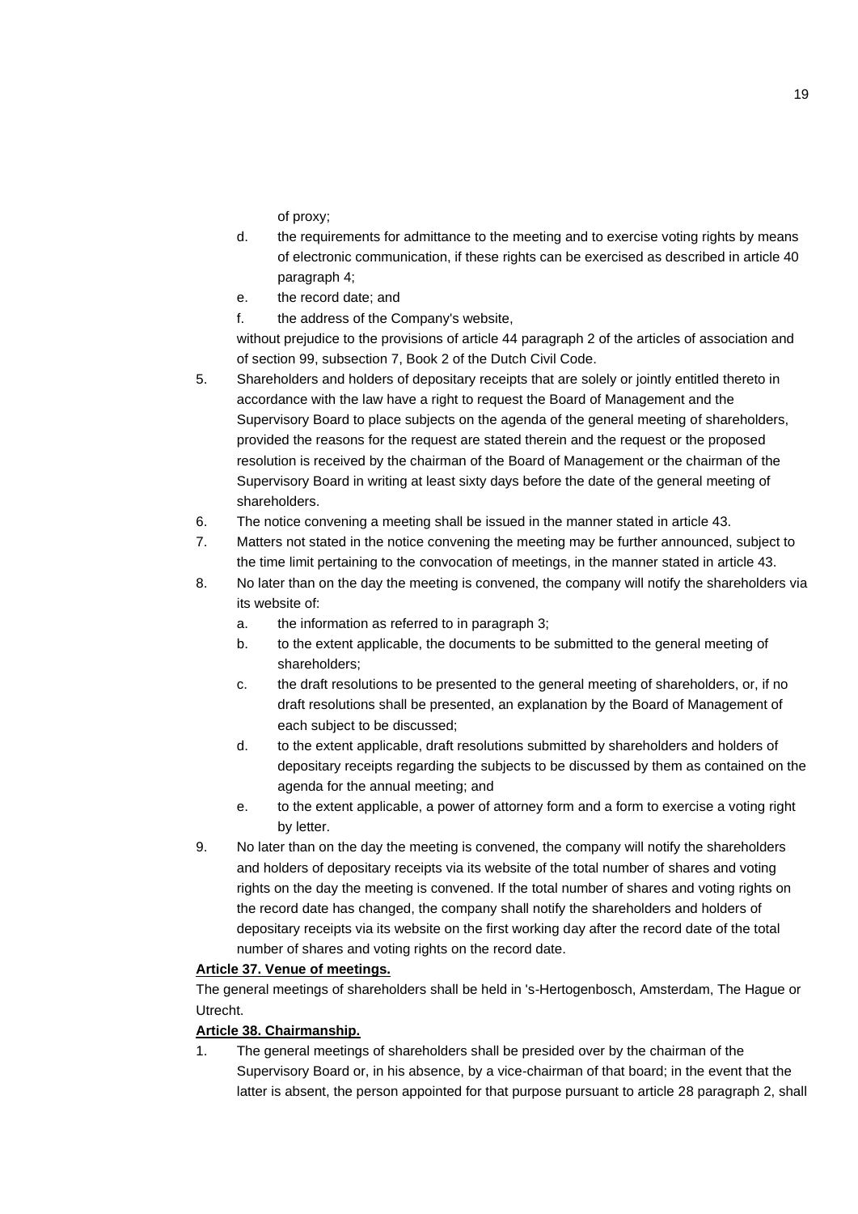of proxy;

d. the requirements for admittance to the meeting and to exercise voting rights by means of electronic communication, if these rights can be exercised as described in article 40 paragraph 4;

e. the record date; and

f. the address of the Company's website,

without prejudice to the provisions of article 44 paragraph 2 of the articles of association and of section 99, subsection 7, Book 2 of the Dutch Civil Code.

5. Shareholders and holders of depositary receipts that are solely or jointly entitled thereto in accordance with the law have a right to request the Board of Management and the Supervisory Board to place subjects on the agenda of the general meeting of shareholders, provided the reasons for the request are stated therein and the request or the proposed resolution is received by the chairman of the Board of Management or the chairman of the Supervisory Board in writing at least sixty days before the date of the general meeting of shareholders.
6. The notice convening a meeting shall be issued in the manner stated in article 43.
7. Matters not stated in the notice convening the meeting may be further announced, subject to the time limit pertaining to the convocation of meetings, in the manner stated in article 43.
8. No later than on the day the meeting is convened, the company will notify the shareholders via its website of:
   a. the information as referred to in paragraph 3;
   b. to the extent applicable, the documents to be submitted to the general meeting of shareholders;
   c. the draft resolutions to be presented to the general meeting of shareholders, or, if no draft resolutions shall be presented, an explanation by the Board of Management of each subject to be discussed;
   d. to the extent applicable, draft resolutions submitted by shareholders and holders of depositary receipts regarding the subjects to be discussed by them as contained on the agenda for the annual meeting; and
   e. to the extent applicable, a power of attorney form and a form to exercise a voting right by letter.
9. No later than on the day the meeting is convened, the company will notify the shareholders and holders of depositary receipts via its website of the total number of shares and voting rights on the day the meeting is convened. If the total number of shares and voting rights on the record date has changed, the company shall notify the shareholders and holders of depositary receipts via its website on the first working day after the record date of the total number of shares and voting rights on the record date.

**Article 37. Venue of meetings.**

The general meetings of shareholders shall be held in 's-Hertogenbosch, Amsterdam, The Hague or Utrecht.

**Article 38. Chairmanship.**

1. The general meetings of shareholders shall be presided over by the chairman of the Supervisory Board or, in his absence, by a vice-chairman of that board; in the event that the latter is absent, the person appointed for that purpose pursuant to article 28 paragraph 2, shall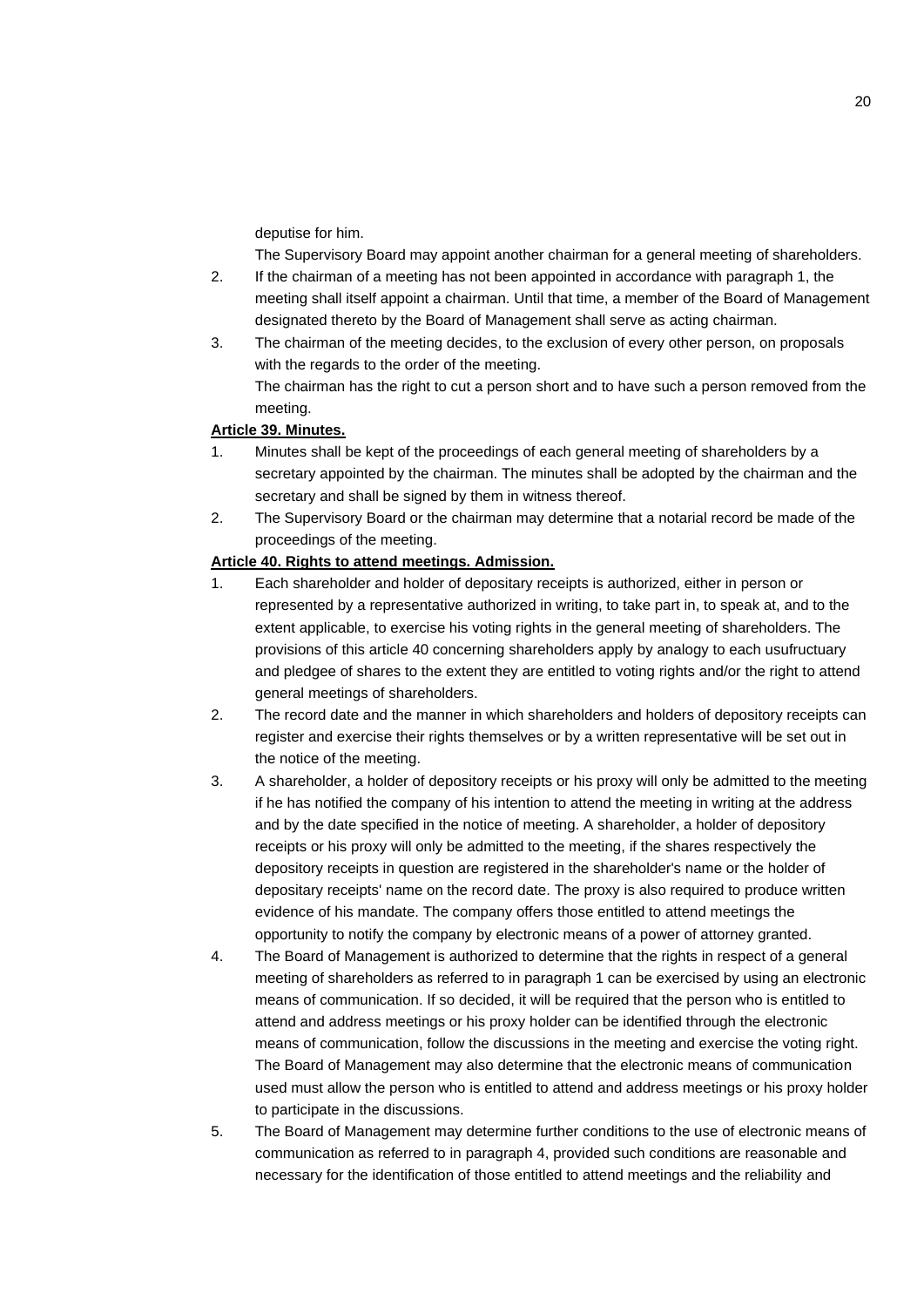deputise for him.

The Supervisory Board may appoint another chairman for a general meeting of shareholders.

2. If the chairman of a meeting has not been appointed in accordance with paragraph 1, the meeting shall itself appoint a chairman. Until that time, a member of the Board of Management designated thereto by the Board of Management shall serve as acting chairman.
3. The chairman of the meeting decides, to the exclusion of every other person, on proposals with the regards to the order of the meeting.
   The chairman has the right to cut a person short and to have such a person removed from the meeting.

**Article 39. Minutes.**

1. Minutes shall be kept of the proceedings of each general meeting of shareholders by a secretary appointed by the chairman. The minutes shall be adopted by the chairman and the secretary and shall be signed by them in witness thereof.
2. The Supervisory Board or the chairman may determine that a notarial record be made of the proceedings of the meeting.

**Article 40. Rights to attend meetings. Admission.**

1. Each shareholder and holder of depositary receipts is authorized, either in person or represented by a representative authorized in writing, to take part in, to speak at, and to the extent applicable, to exercise his voting rights in the general meeting of shareholders. The provisions of this article 40 concerning shareholders apply by analogy to each usufructuary and pledgee of shares to the extent they are entitled to voting rights and/or the right to attend general meetings of shareholders.
2. The record date and the manner in which shareholders and holders of depository receipts can register and exercise their rights themselves or by a written representative will be set out in the notice of the meeting.
3. A shareholder, a holder of depository receipts or his proxy will only be admitted to the meeting if he has notified the company of his intention to attend the meeting in writing at the address and by the date specified in the notice of meeting. A shareholder, a holder of depository receipts or his proxy will only be admitted to the meeting, if the shares respectively the depository receipts in question are registered in the shareholder's name or the holder of depositary receipts' name on the record date. The proxy is also required to produce written evidence of his mandate. The company offers those entitled to attend meetings the opportunity to notify the company by electronic means of a power of attorney granted.
4. The Board of Management is authorized to determine that the rights in respect of a general meeting of shareholders as referred to in paragraph 1 can be exercised by using an electronic means of communication. If so decided, it will be required that the person who is entitled to attend and address meetings or his proxy holder can be identified through the electronic means of communication, follow the discussions in the meeting and exercise the voting right. The Board of Management may also determine that the electronic means of communication used must allow the person who is entitled to attend and address meetings or his proxy holder to participate in the discussions.
5. The Board of Management may determine further conditions to the use of electronic means of communication as referred to in paragraph 4, provided such conditions are reasonable and necessary for the identification of those entitled to attend meetings and the reliability and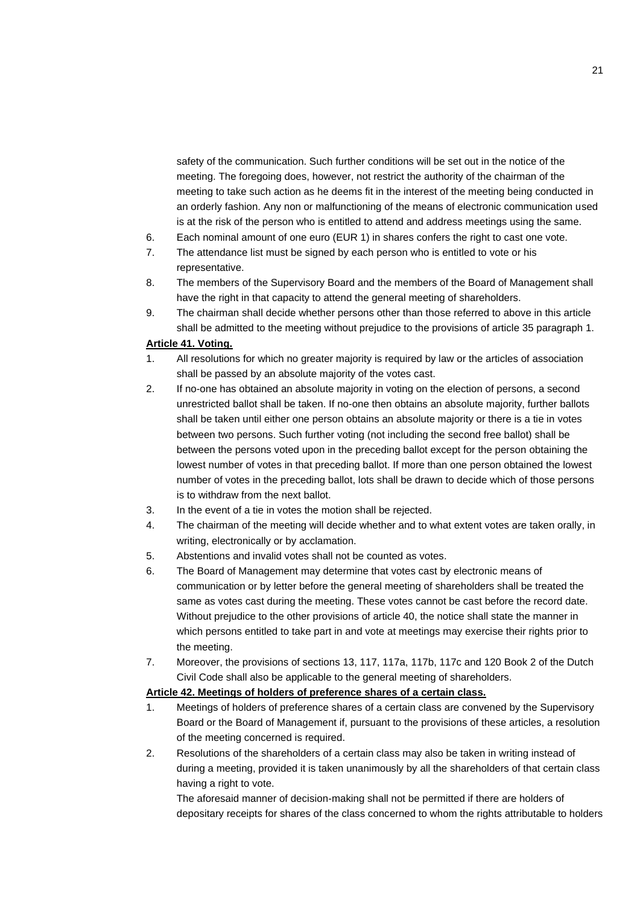safety of the communication. Such further conditions will be set out in the notice of the meeting. The foregoing does, however, not restrict the authority of the chairman of the meeting to take such action as he deems fit in the interest of the meeting being conducted in an orderly fashion. Any non or malfunctioning of the means of electronic communication used is at the risk of the person who is entitled to attend and address meetings using the same.

6. Each nominal amount of one euro (EUR 1) in shares confers the right to cast one vote.
7. The attendance list must be signed by each person who is entitled to vote or his representative.
8. The members of the Supervisory Board and the members of the Board of Management shall have the right in that capacity to attend the general meeting of shareholders.
9. The chairman shall decide whether persons other than those referred to above in this article shall be admitted to the meeting without prejudice to the provisions of article 35 paragraph 1.

**Article 41. Voting.**

1. All resolutions for which no greater majority is required by law or the articles of association shall be passed by an absolute majority of the votes cast.
2. If no-one has obtained an absolute majority in voting on the election of persons, a second unrestricted ballot shall be taken. If no-one then obtains an absolute majority, further ballots shall be taken until either one person obtains an absolute majority or there is a tie in votes between two persons. Such further voting (not including the second free ballot) shall be between the persons voted upon in the preceding ballot except for the person obtaining the lowest number of votes in that preceding ballot. If more than one person obtained the lowest number of votes in the preceding ballot, lots shall be drawn to decide which of those persons is to withdraw from the next ballot.
3. In the event of a tie in votes the motion shall be rejected.
4. The chairman of the meeting will decide whether and to what extent votes are taken orally, in writing, electronically or by acclamation.
5. Abstentions and invalid votes shall not be counted as votes.
6. The Board of Management may determine that votes cast by electronic means of communication or by letter before the general meeting of shareholders shall be treated the same as votes cast during the meeting. These votes cannot be cast before the record date. Without prejudice to the other provisions of article 40, the notice shall state the manner in which persons entitled to take part in and vote at meetings may exercise their rights prior to the meeting.
7. Moreover, the provisions of sections 13, 117, 117a, 117b, 117c and 120 Book 2 of the Dutch Civil Code shall also be applicable to the general meeting of shareholders.

**Article 42. Meetings of holders of preference shares of a certain class.**

1. Meetings of holders of preference shares of a certain class are convened by the Supervisory Board or the Board of Management if, pursuant to the provisions of these articles, a resolution of the meeting concerned is required.
2. Resolutions of the shareholders of a certain class may also be taken in writing instead of during a meeting, provided it is taken unanimously by all the shareholders of that certain class having a right to vote.

   The aforesaid manner of decision-making shall not be permitted if there are holders of depositary receipts for shares of the class concerned to whom the rights attributable to holders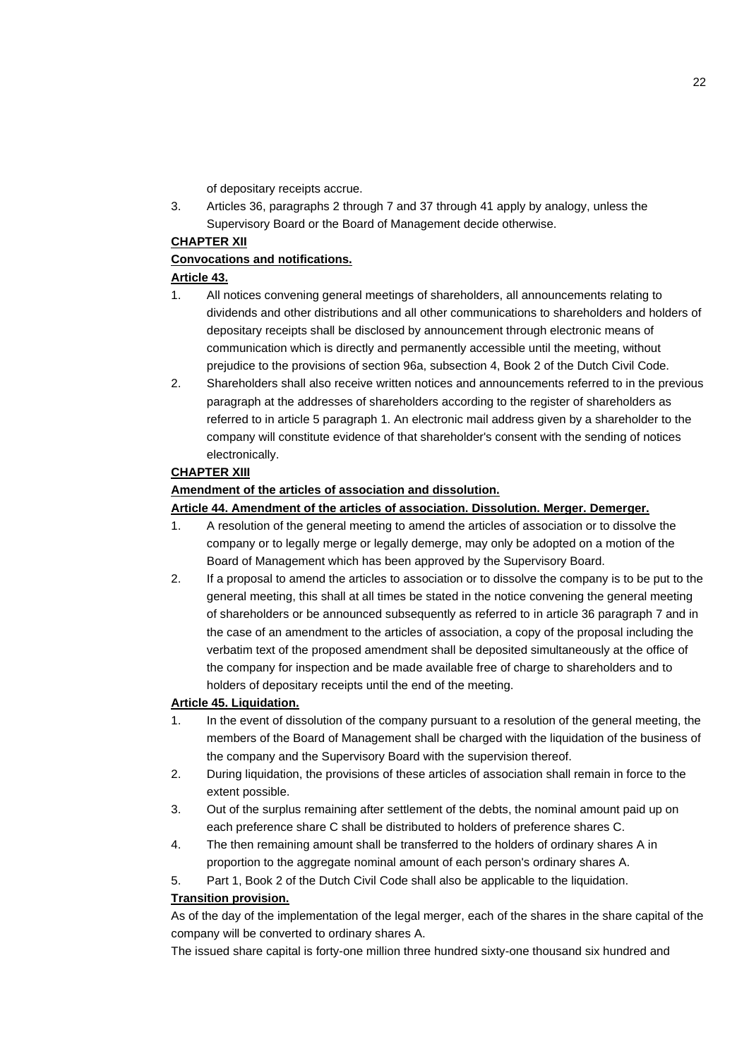of depositary receipts accrue.

3. Articles 36, paragraphs 2 through 7 and 37 through 41 apply by analogy, unless the Supervisory Board or the Board of Management decide otherwise.

**CHAPTER XII**

**Convocations and notifications.**

**Article 43.**

1. All notices convening general meetings of shareholders, all announcements relating to dividends and other distributions and all other communications to shareholders and holders of depositary receipts shall be disclosed by announcement through electronic means of communication which is directly and permanently accessible until the meeting, without prejudice to the provisions of section 96a, subsection 4, Book 2 of the Dutch Civil Code.
2. Shareholders shall also receive written notices and announcements referred to in the previous paragraph at the addresses of shareholders according to the register of shareholders as referred to in article 5 paragraph 1. An electronic mail address given by a shareholder to the company will constitute evidence of that shareholder's consent with the sending of notices electronically.

**CHAPTER XIII**

**Amendment of the articles of association and dissolution.**

**Article 44. Amendment of the articles of association. Dissolution. Merger. Demerger.**

1. A resolution of the general meeting to amend the articles of association or to dissolve the company or to legally merge or legally demerge, may only be adopted on a motion of the Board of Management which has been approved by the Supervisory Board.
2. If a proposal to amend the articles to association or to dissolve the company is to be put to the general meeting, this shall at all times be stated in the notice convening the general meeting of shareholders or be announced subsequently as referred to in article 36 paragraph 7 and in the case of an amendment to the articles of association, a copy of the proposal including the verbatim text of the proposed amendment shall be deposited simultaneously at the office of the company for inspection and be made available free of charge to shareholders and to holders of depositary receipts until the end of the meeting.

**Article 45. Liquidation.**

1. In the event of dissolution of the company pursuant to a resolution of the general meeting, the members of the Board of Management shall be charged with the liquidation of the business of the company and the Supervisory Board with the supervision thereof.
2. During liquidation, the provisions of these articles of association shall remain in force to the extent possible.
3. Out of the surplus remaining after settlement of the debts, the nominal amount paid up on each preference share C shall be distributed to holders of preference shares C.
4. The then remaining amount shall be transferred to the holders of ordinary shares A in proportion to the aggregate nominal amount of each person's ordinary shares A.
5. Part 1, Book 2 of the Dutch Civil Code shall also be applicable to the liquidation.

**Transition provision.**

As of the day of the implementation of the legal merger, each of the shares in the share capital of the company will be converted to ordinary shares A.

The issued share capital is forty-one million three hundred sixty-one thousand six hundred and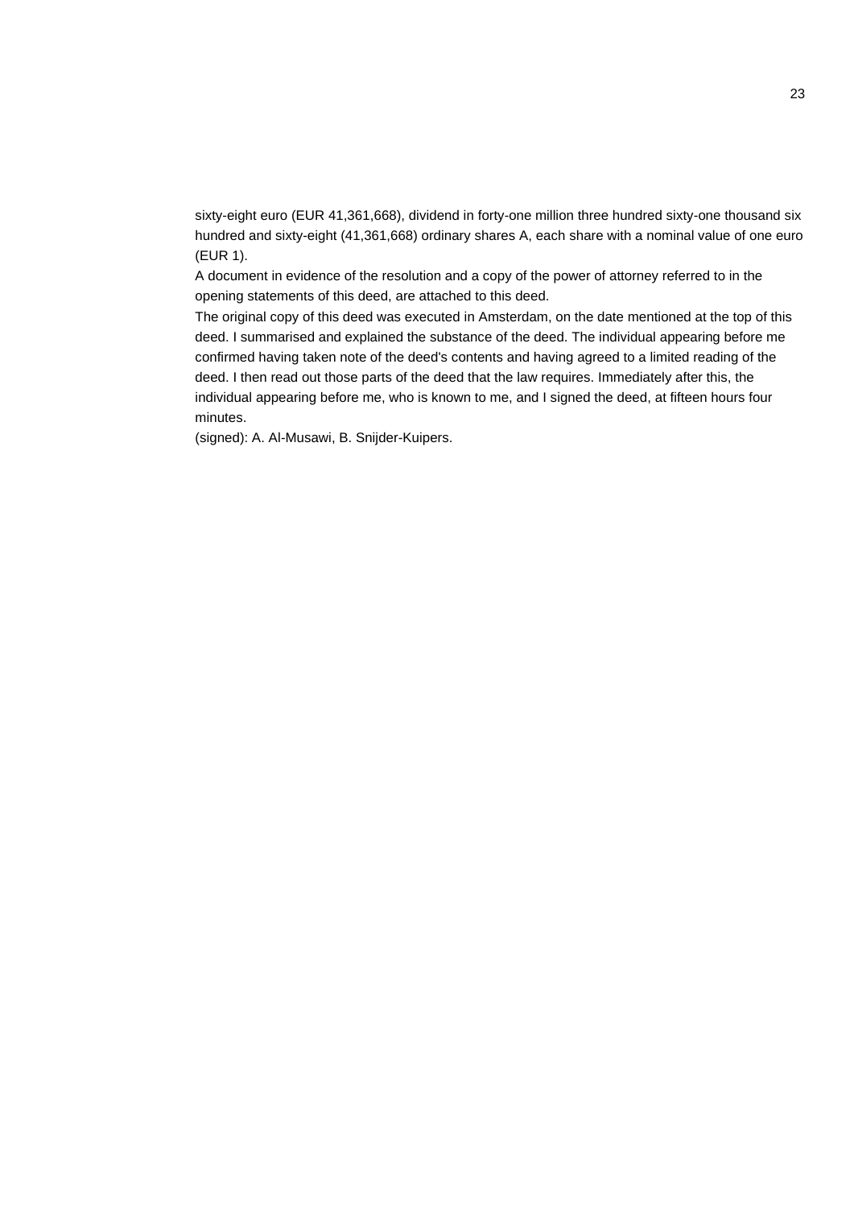sixty-eight euro (EUR 41,361,668), dividend in forty-one million three hundred sixty-one thousand six hundred and sixty-eight (41,361,668) ordinary shares A, each share with a nominal value of one euro (EUR 1).

A document in evidence of the resolution and a copy of the power of attorney referred to in the opening statements of this deed, are attached to this deed.

The original copy of this deed was executed in Amsterdam, on the date mentioned at the top of this deed. I summarised and explained the substance of the deed. The individual appearing before me confirmed having taken note of the deed's contents and having agreed to a limited reading of the deed. I then read out those parts of the deed that the law requires. Immediately after this, the individual appearing before me, who is known to me, and I signed the deed, at fifteen hours four minutes.

(signed): A. Al-Musawi, B. Snijder-Kuipers.